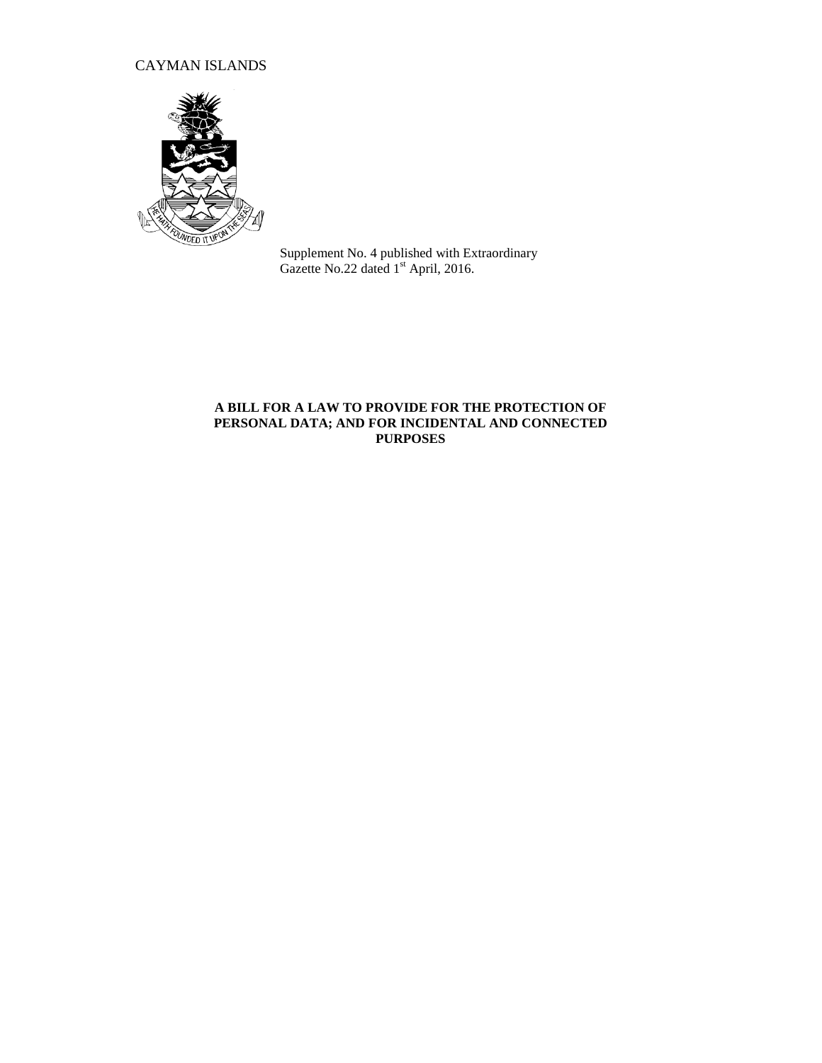CAYMAN ISLANDS

Supplement No. 4 published with Extraordinary Gazette No.22 dated 1st April, 2016.

**A BILL FOR A LAW TO PROVIDE FOR THE PROTECTION OF PERSONAL DATA; AND FOR INCIDENTAL AND CONNECTED PURPOSES**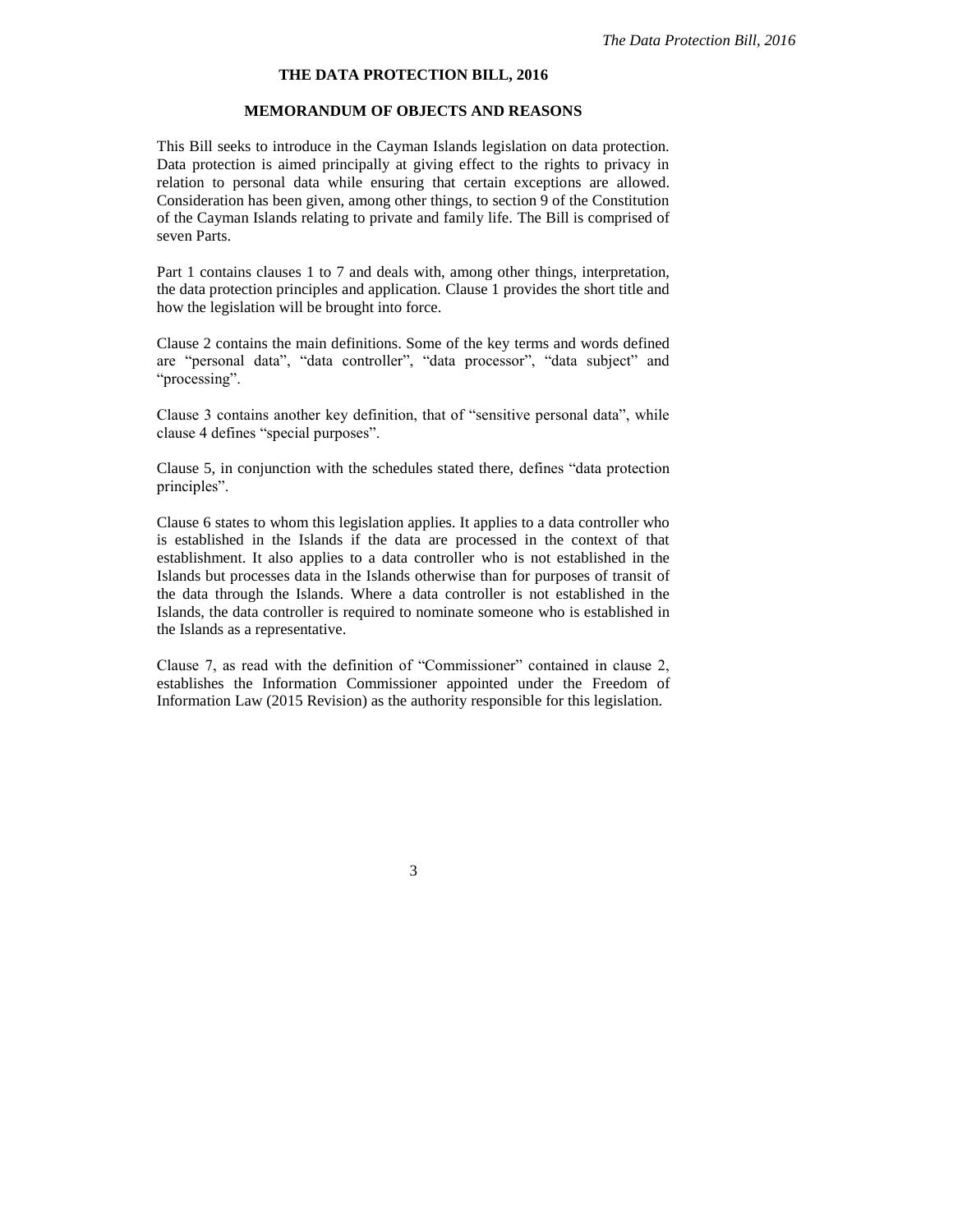# THE DATA PROTECTION BILL, 2016

## MEMORANDUM OF OBJECTS AND REASONS

This Bill seeks to introduce in the Cayman Islands legislation on data protection. Data protection is aimed principally at giving effect to the rights to privacy in relation to personal data while ensuring that certain exceptions are allowed. Consideration has been given, among other things, to section 9 of the Constitution of the Cayman Islands relating to private and family life. The Bill is comprised of seven Parts.

Part 1 contains clauses 1 to 7 and deals with, among other things, interpretation, the data protection principles and application. Clause 1 provides the short title and how the legislation will be brought into force.

Clause 2 contains the main definitions. Some of the key terms and words defined are "personal data", "data controller", "data processor", "data subject" and "processing".

Clause 3 contains another key definition, that of "sensitive personal data", while clause 4 defines "special purposes".

Clause 5, in conjunction with the schedules stated there, defines "data protection principles".

Clause 6 states to whom this legislation applies. It applies to a data controller who is established in the Islands if the data are processed in the context of that establishment. It also applies to a data controller who is not established in the Islands but processes data in the Islands otherwise than for purposes of transit of the data through the Islands. Where a data controller is not established in the Islands, the data controller is required to nominate someone who is established in the Islands as a representative.

Clause 7, as read with the definition of "Commissioner" contained in clause 2, establishes the Information Commissioner appointed under the Freedom of Information Law (2015 Revision) as the authority responsible for this legislation.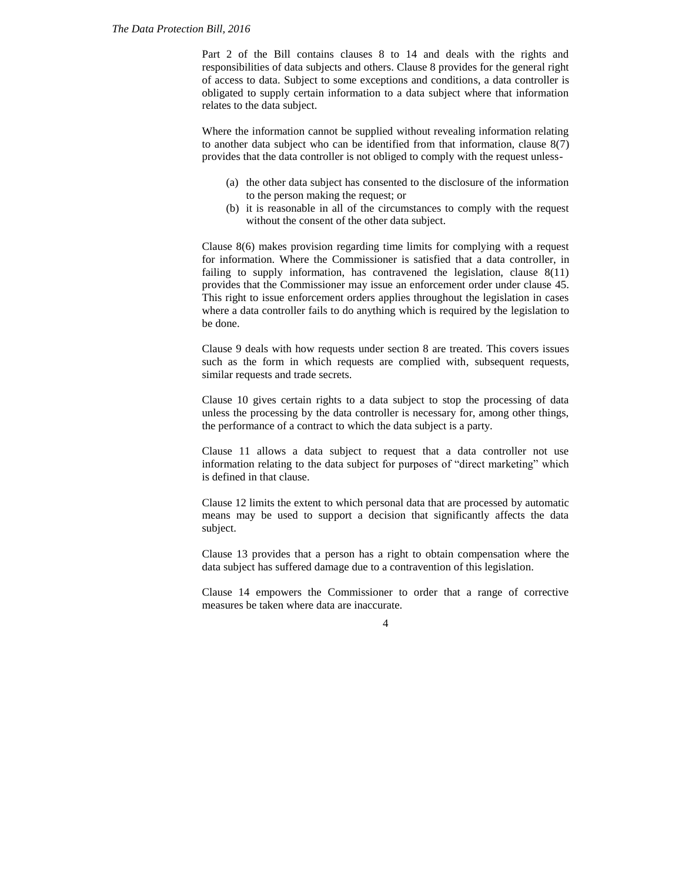Part 2 of the Bill contains clauses 8 to 14 and deals with the rights and responsibilities of data subjects and others. Clause 8 provides for the general right of access to data. Subject to some exceptions and conditions, a data controller is obligated to supply certain information to a data subject where that information relates to the data subject.

Where the information cannot be supplied without revealing information relating to another data subject who can be identified from that information, clause 8(7) provides that the data controller is not obliged to comply with the request unless-

(a) the other data subject has consented to the disclosure of the information to the person making the request; or
(b) it is reasonable in all of the circumstances to comply with the request without the consent of the other data subject.

Clause 8(6) makes provision regarding time limits for complying with a request for information. Where the Commissioner is satisfied that a data controller, in failing to supply information, has contravened the legislation, clause 8(11) provides that the Commissioner may issue an enforcement order under clause 45. This right to issue enforcement orders applies throughout the legislation in cases where a data controller fails to do anything which is required by the legislation to be done.

Clause 9 deals with how requests under section 8 are treated. This covers issues such as the form in which requests are complied with, subsequent requests, similar requests and trade secrets.

Clause 10 gives certain rights to a data subject to stop the processing of data unless the processing by the data controller is necessary for, among other things, the performance of a contract to which the data subject is a party.

Clause 11 allows a data subject to request that a data controller not use information relating to the data subject for purposes of "direct marketing" which is defined in that clause.

Clause 12 limits the extent to which personal data that are processed by automatic means may be used to support a decision that significantly affects the data subject.

Clause 13 provides that a person has a right to obtain compensation where the data subject has suffered damage due to a contravention of this legislation.

Clause 14 empowers the Commissioner to order that a range of corrective measures be taken where data are inaccurate.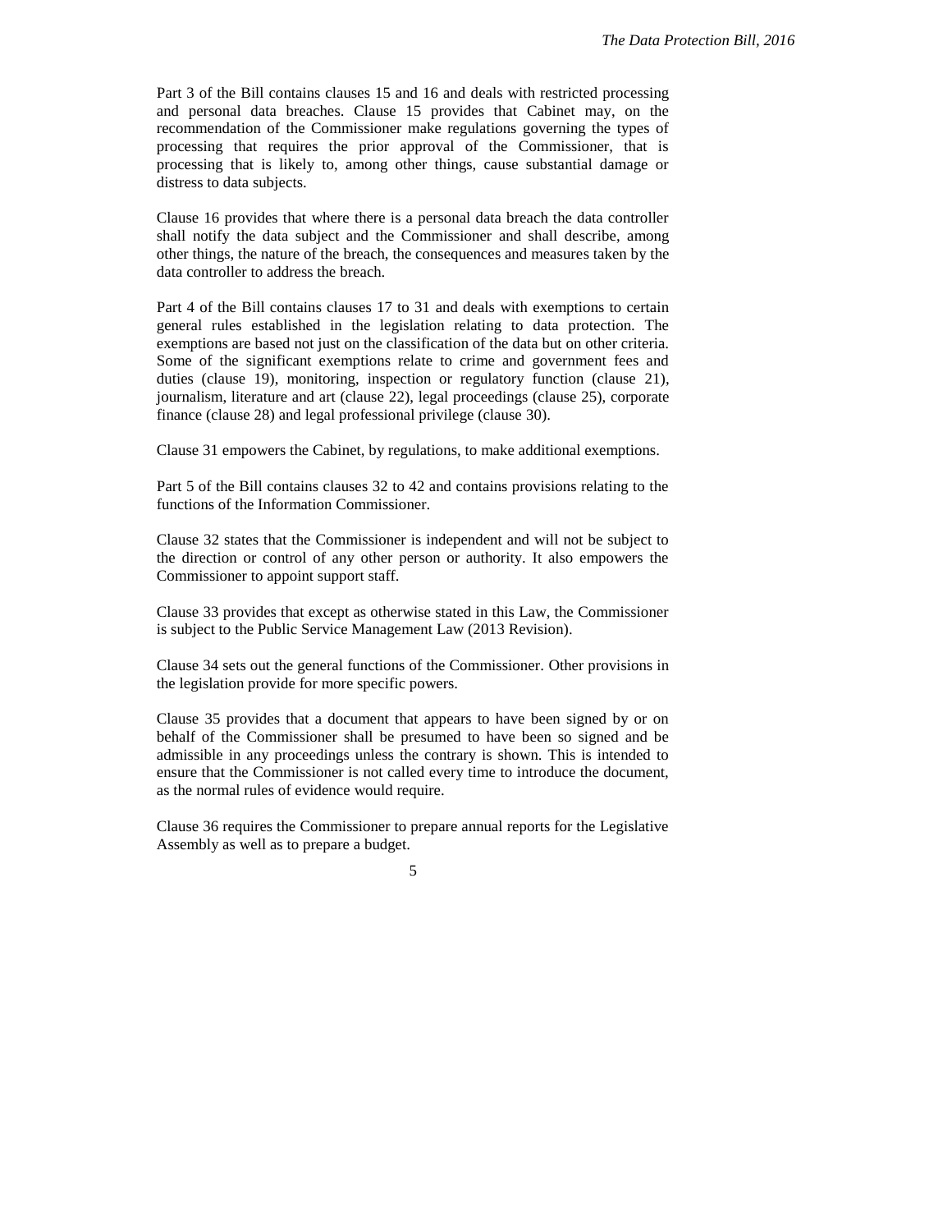Part 3 of the Bill contains clauses 15 and 16 and deals with restricted processing and personal data breaches. Clause 15 provides that Cabinet may, on the recommendation of the Commissioner make regulations governing the types of processing that requires the prior approval of the Commissioner, that is processing that is likely to, among other things, cause substantial damage or distress to data subjects.

Clause 16 provides that where there is a personal data breach the data controller shall notify the data subject and the Commissioner and shall describe, among other things, the nature of the breach, the consequences and measures taken by the data controller to address the breach.

Part 4 of the Bill contains clauses 17 to 31 and deals with exemptions to certain general rules established in the legislation relating to data protection. The exemptions are based not just on the classification of the data but on other criteria. Some of the significant exemptions relate to crime and government fees and duties (clause 19), monitoring, inspection or regulatory function (clause 21), journalism, literature and art (clause 22), legal proceedings (clause 25), corporate finance (clause 28) and legal professional privilege (clause 30).

Clause 31 empowers the Cabinet, by regulations, to make additional exemptions.

Part 5 of the Bill contains clauses 32 to 42 and contains provisions relating to the functions of the Information Commissioner.

Clause 32 states that the Commissioner is independent and will not be subject to the direction or control of any other person or authority. It also empowers the Commissioner to appoint support staff.

Clause 33 provides that except as otherwise stated in this Law, the Commissioner is subject to the Public Service Management Law (2013 Revision).

Clause 34 sets out the general functions of the Commissioner. Other provisions in the legislation provide for more specific powers.

Clause 35 provides that a document that appears to have been signed by or on behalf of the Commissioner shall be presumed to have been so signed and be admissible in any proceedings unless the contrary is shown. This is intended to ensure that the Commissioner is not called every time to introduce the document, as the normal rules of evidence would require.

Clause 36 requires the Commissioner to prepare annual reports for the Legislative Assembly as well as to prepare a budget.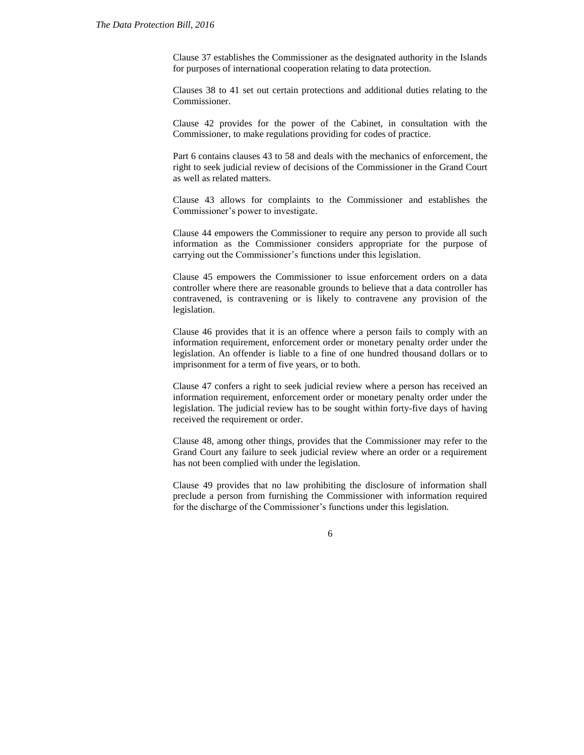Clause 37 establishes the Commissioner as the designated authority in the Islands for purposes of international cooperation relating to data protection.

Clauses 38 to 41 set out certain protections and additional duties relating to the Commissioner.

Clause 42 provides for the power of the Cabinet, in consultation with the Commissioner, to make regulations providing for codes of practice.

Part 6 contains clauses 43 to 58 and deals with the mechanics of enforcement, the right to seek judicial review of decisions of the Commissioner in the Grand Court as well as related matters.

Clause 43 allows for complaints to the Commissioner and establishes the Commissioner's power to investigate.

Clause 44 empowers the Commissioner to require any person to provide all such information as the Commissioner considers appropriate for the purpose of carrying out the Commissioner's functions under this legislation.

Clause 45 empowers the Commissioner to issue enforcement orders on a data controller where there are reasonable grounds to believe that a data controller has contravened, is contravening or is likely to contravene any provision of the legislation.

Clause 46 provides that it is an offence where a person fails to comply with an information requirement, enforcement order or monetary penalty order under the legislation. An offender is liable to a fine of one hundred thousand dollars or to imprisonment for a term of five years, or to both.

Clause 47 confers a right to seek judicial review where a person has received an information requirement, enforcement order or monetary penalty order under the legislation. The judicial review has to be sought within forty-five days of having received the requirement or order.

Clause 48, among other things, provides that the Commissioner may refer to the Grand Court any failure to seek judicial review where an order or a requirement has not been complied with under the legislation.

Clause 49 provides that no law prohibiting the disclosure of information shall preclude a person from furnishing the Commissioner with information required for the discharge of the Commissioner's functions under this legislation.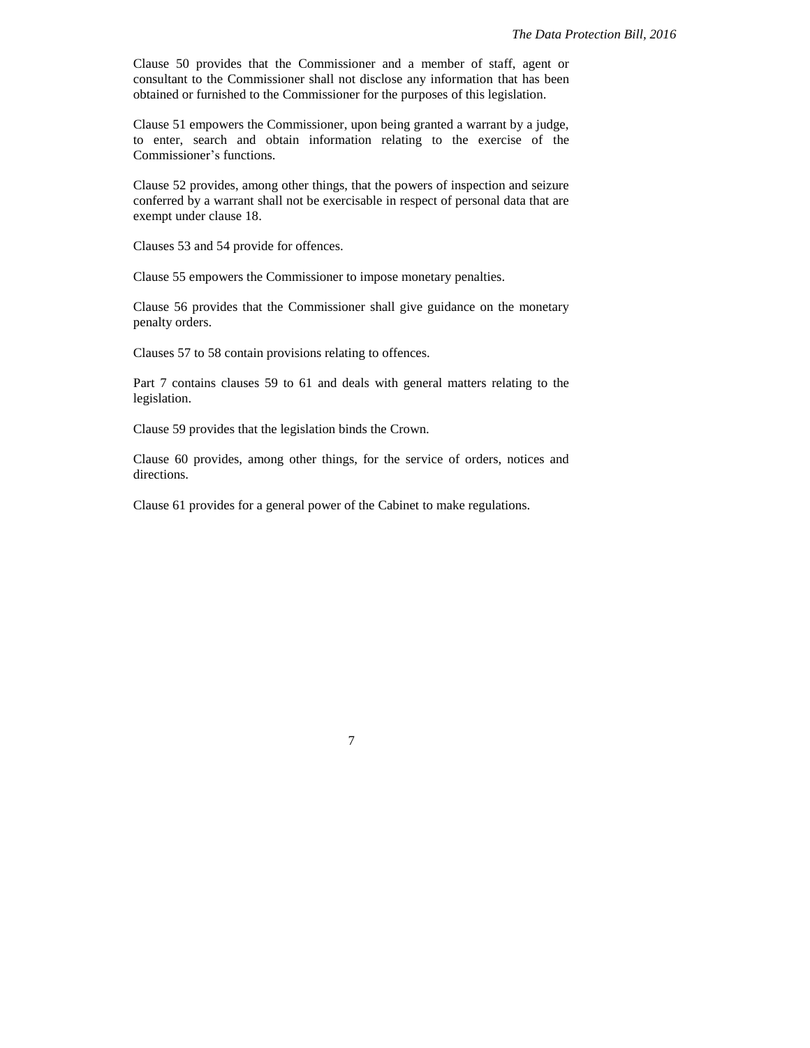Clause 50 provides that the Commissioner and a member of staff, agent or consultant to the Commissioner shall not disclose any information that has been obtained or furnished to the Commissioner for the purposes of this legislation.

Clause 51 empowers the Commissioner, upon being granted a warrant by a judge, to enter, search and obtain information relating to the exercise of the Commissioner's functions.

Clause 52 provides, among other things, that the powers of inspection and seizure conferred by a warrant shall not be exercisable in respect of personal data that are exempt under clause 18.

Clauses 53 and 54 provide for offences.

Clause 55 empowers the Commissioner to impose monetary penalties.

Clause 56 provides that the Commissioner shall give guidance on the monetary penalty orders.

Clauses 57 to 58 contain provisions relating to offences.

Part 7 contains clauses 59 to 61 and deals with general matters relating to the legislation.

Clause 59 provides that the legislation binds the Crown.

Clause 60 provides, among other things, for the service of orders, notices and directions.

Clause 61 provides for a general power of the Cabinet to make regulations.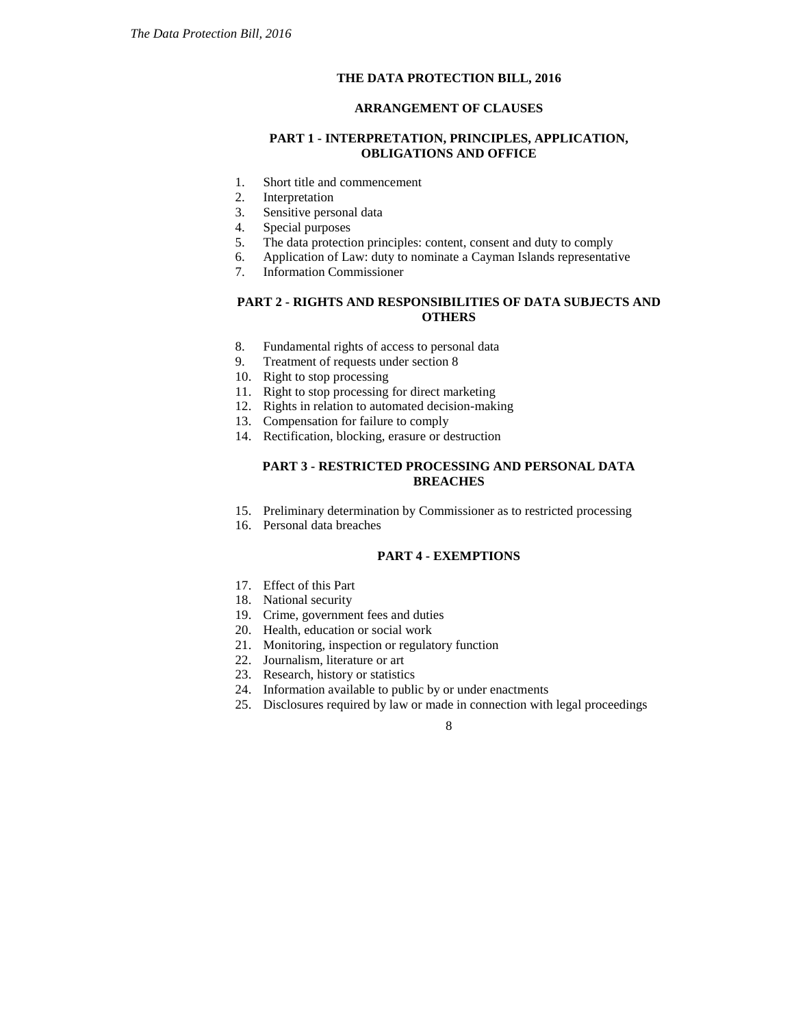# THE DATA PROTECTION BILL, 2016

## ARRANGEMENT OF CLAUSES

### PART 1 - INTERPRETATION, PRINCIPLES, APPLICATION, OBLIGATIONS AND OFFICE

1. Short title and commencement
2. Interpretation
3. Sensitive personal data
4. Special purposes
5. The data protection principles: content, consent and duty to comply
6. Application of Law: duty to nominate a Cayman Islands representative
7. Information Commissioner

### PART 2 - RIGHTS AND RESPONSIBILITIES OF DATA SUBJECTS AND OTHERS

8. Fundamental rights of access to personal data
9. Treatment of requests under section 8
10. Right to stop processing
11. Right to stop processing for direct marketing
12. Rights in relation to automated decision-making
13. Compensation for failure to comply
14. Rectification, blocking, erasure or destruction

### PART 3 - RESTRICTED PROCESSING AND PERSONAL DATA BREACHES

15. Preliminary determination by Commissioner as to restricted processing
16. Personal data breaches

### PART 4 - EXEMPTIONS

17. Effect of this Part
18. National security
19. Crime, government fees and duties
20. Health, education or social work
21. Monitoring, inspection or regulatory function
22. Journalism, literature or art
23. Research, history or statistics
24. Information available to public by or under enactments
25. Disclosures required by law or made in connection with legal proceedings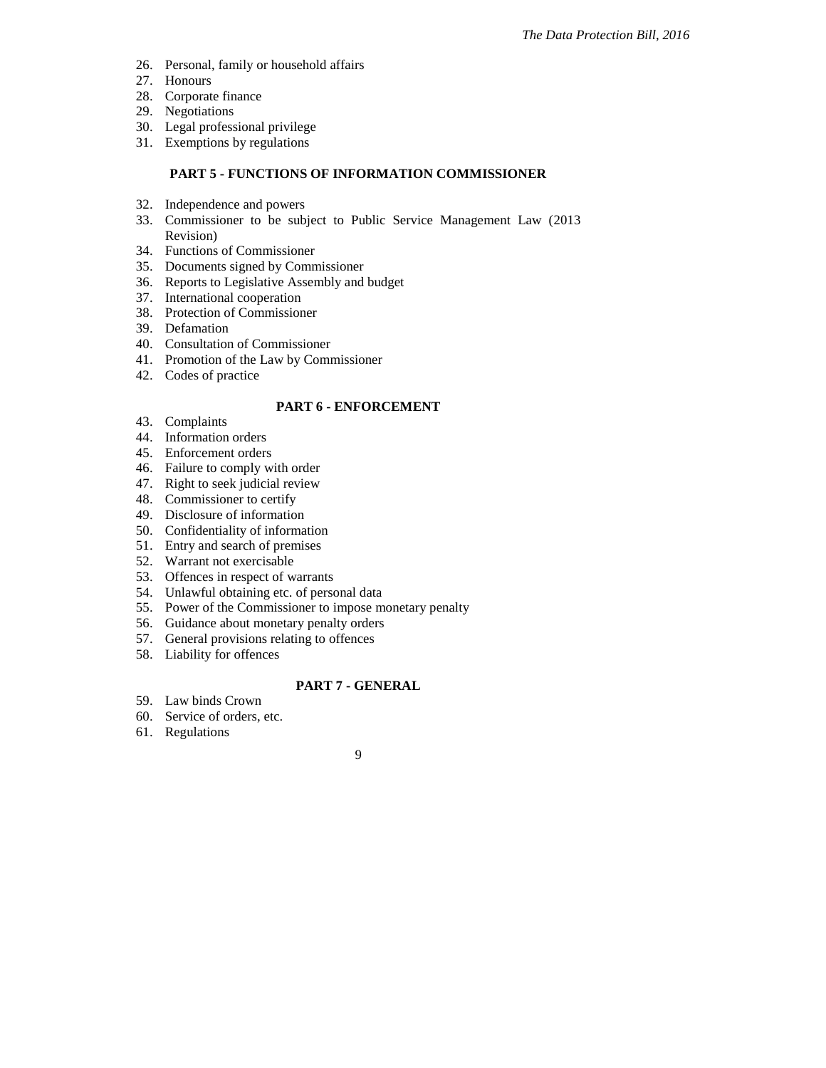26. Personal, family or household affairs
27. Honours
28. Corporate finance
29. Negotiations
30. Legal professional privilege
31. Exemptions by regulations

## PART 5 - FUNCTIONS OF INFORMATION COMMISSIONER

32. Independence and powers
33. Commissioner to be subject to Public Service Management Law (2013 Revision)
34. Functions of Commissioner
35. Documents signed by Commissioner
36. Reports to Legislative Assembly and budget
37. International cooperation
38. Protection of Commissioner
39. Defamation
40. Consultation of Commissioner
41. Promotion of the Law by Commissioner
42. Codes of practice

## PART 6 - ENFORCEMENT

43. Complaints
44. Information orders
45. Enforcement orders
46. Failure to comply with order
47. Right to seek judicial review
48. Commissioner to certify
49. Disclosure of information
50. Confidentiality of information
51. Entry and search of premises
52. Warrant not exercisable
53. Offences in respect of warrants
54. Unlawful obtaining etc. of personal data
55. Power of the Commissioner to impose monetary penalty
56. Guidance about monetary penalty orders
57. General provisions relating to offences
58. Liability for offences

## PART 7 - GENERAL

59. Law binds Crown
60. Service of orders, etc.
61. Regulations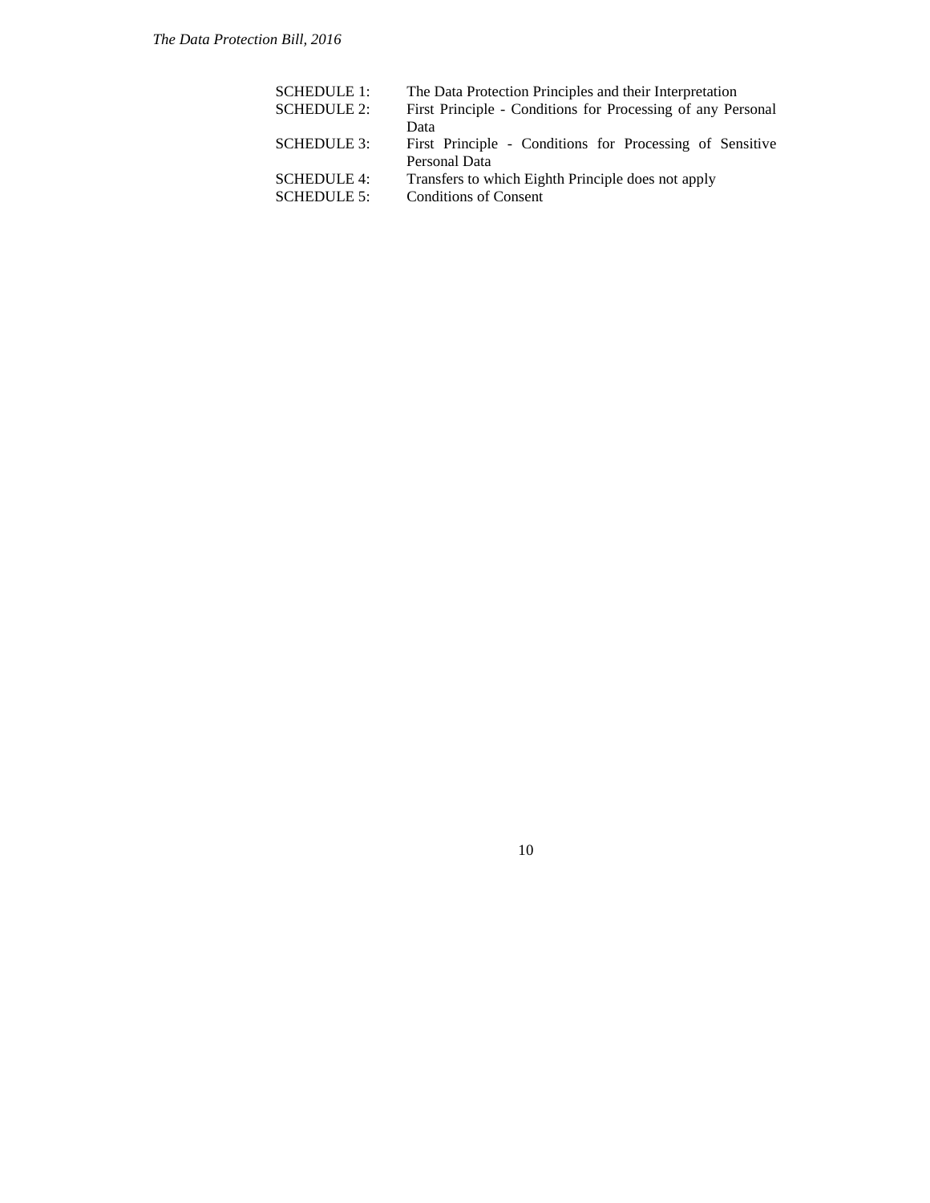| | |
|---|---|
| SCHEDULE 1: | The Data Protection Principles and their Interpretation |
| SCHEDULE 2: | First Principle - Conditions for Processing of any Personal Data |
| SCHEDULE 3: | First Principle - Conditions for Processing of Sensitive Personal Data |
| SCHEDULE 4: | Transfers to which Eighth Principle does not apply |
| SCHEDULE 5: | Conditions of Consent |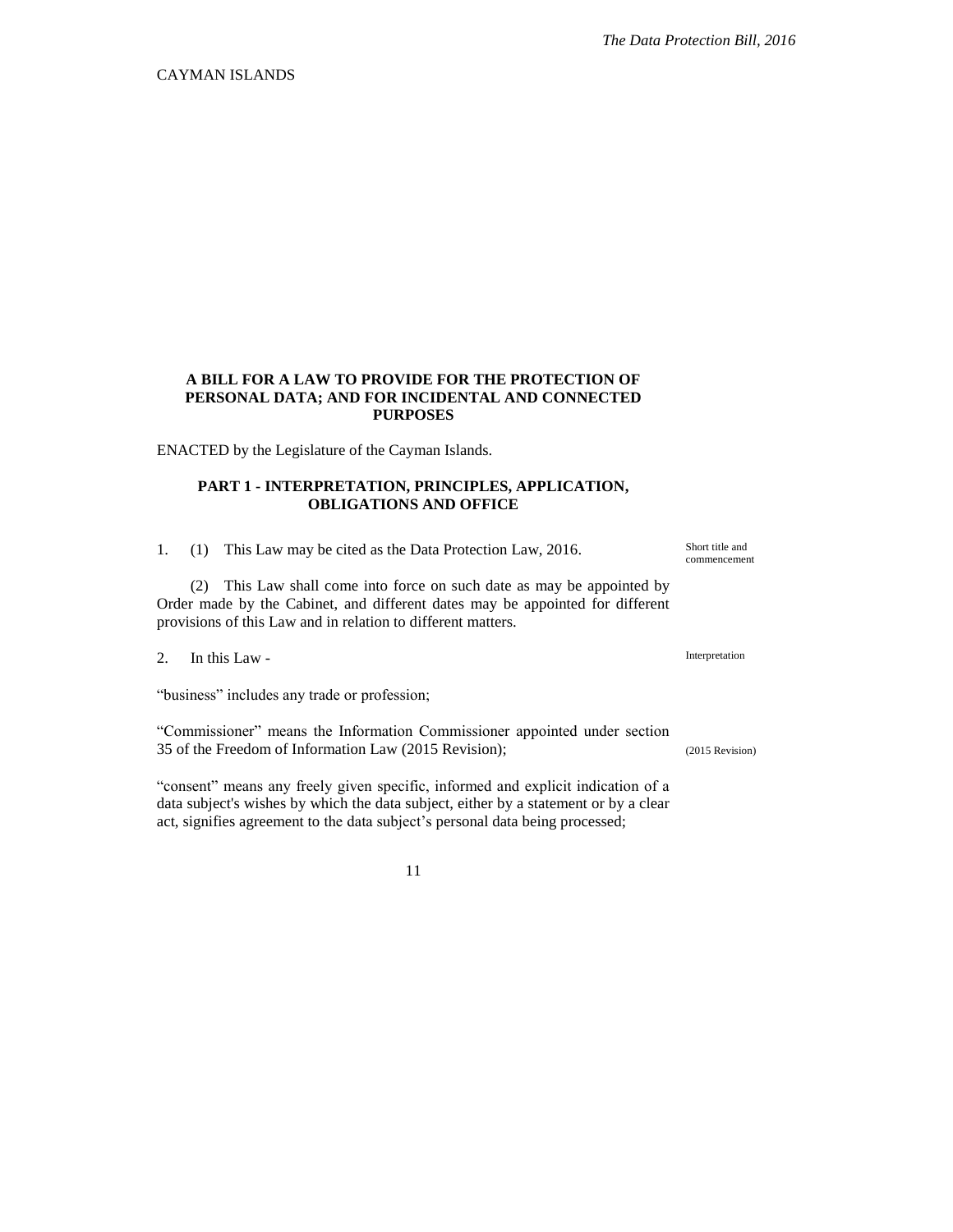CAYMAN ISLANDS

**A BILL FOR A LAW TO PROVIDE FOR THE PROTECTION OF PERSONAL DATA; AND FOR INCIDENTAL AND CONNECTED PURPOSES**

ENACTED by the Legislature of the Cayman Islands.

**PART 1 - INTERPRETATION, PRINCIPLES, APPLICATION, OBLIGATIONS AND OFFICE**

Short title and commencement

1. (1) This Law may be cited as the Data Protection Law, 2016.

(2) This Law shall come into force on such date as may be appointed by Order made by the Cabinet, and different dates may be appointed for different provisions of this Law and in relation to different matters.

Interpretation

2. In this Law -

"business" includes any trade or profession;

"Commissioner" means the Information Commissioner appointed under section 35 of the Freedom of Information Law (2015 Revision); (2015 Revision)

"consent" means any freely given specific, informed and explicit indication of a data subject's wishes by which the data subject, either by a statement or by a clear act, signifies agreement to the data subject's personal data being processed;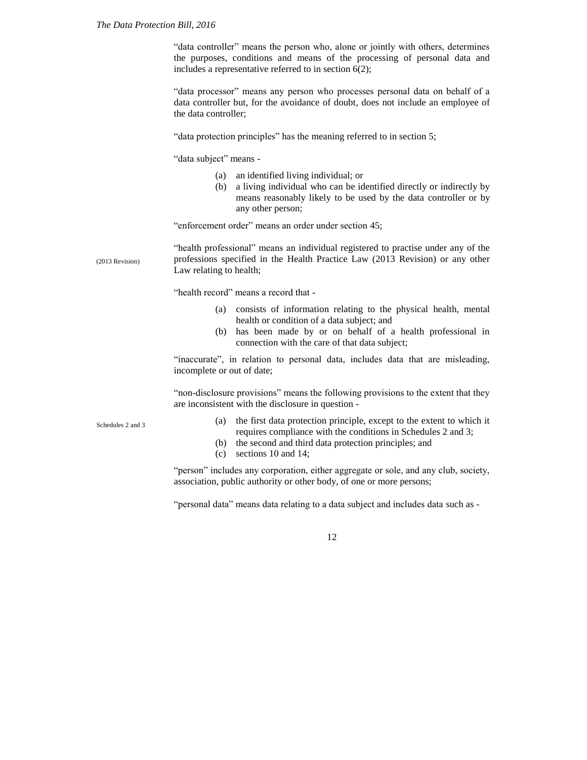"data controller" means the person who, alone or jointly with others, determines the purposes, conditions and means of the processing of personal data and includes a representative referred to in section 6(2);

"data processor" means any person who processes personal data on behalf of a data controller but, for the avoidance of doubt, does not include an employee of the data controller;

"data protection principles" has the meaning referred to in section 5;

"data subject" means -

(a) an identified living individual; or
(b) a living individual who can be identified directly or indirectly by means reasonably likely to be used by the data controller or by any other person;

"enforcement order" means an order under section 45;

(2013 Revision)

"health professional" means an individual registered to practise under any of the professions specified in the Health Practice Law (2013 Revision) or any other Law relating to health;

"health record" means a record that -

(a) consists of information relating to the physical health, mental health or condition of a data subject; and
(b) has been made by or on behalf of a health professional in connection with the care of that data subject;

"inaccurate", in relation to personal data, includes data that are misleading, incomplete or out of date;

"non-disclosure provisions" means the following provisions to the extent that they are inconsistent with the disclosure in question -

Schedules 2 and 3

(a) the first data protection principle, except to the extent to which it requires compliance with the conditions in Schedules 2 and 3;
(b) the second and third data protection principles; and
(c) sections 10 and 14;

"person" includes any corporation, either aggregate or sole, and any club, society, association, public authority or other body, of one or more persons;

"personal data" means data relating to a data subject and includes data such as -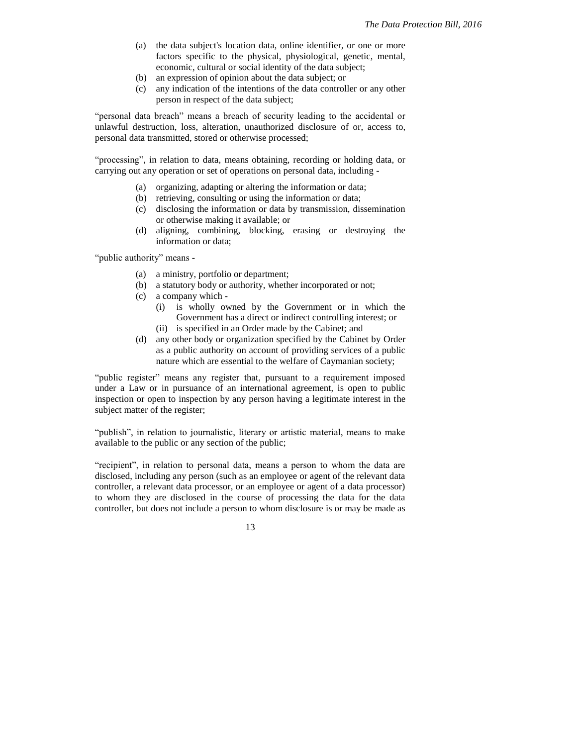(a) the data subject's location data, online identifier, or one or more factors specific to the physical, physiological, genetic, mental, economic, cultural or social identity of the data subject;
(b) an expression of opinion about the data subject; or
(c) any indication of the intentions of the data controller or any other person in respect of the data subject;

"personal data breach" means a breach of security leading to the accidental or unlawful destruction, loss, alteration, unauthorized disclosure of or, access to, personal data transmitted, stored or otherwise processed;

"processing", in relation to data, means obtaining, recording or holding data, or carrying out any operation or set of operations on personal data, including -

(a) organizing, adapting or altering the information or data;
(b) retrieving, consulting or using the information or data;
(c) disclosing the information or data by transmission, dissemination or otherwise making it available; or
(d) aligning, combining, blocking, erasing or destroying the information or data;

"public authority" means -

(a) a ministry, portfolio or department;
(b) a statutory body or authority, whether incorporated or not;
(c) a company which -
 (i) is wholly owned by the Government or in which the Government has a direct or indirect controlling interest; or
 (ii) is specified in an Order made by the Cabinet; and
(d) any other body or organization specified by the Cabinet by Order as a public authority on account of providing services of a public nature which are essential to the welfare of Caymanian society;

"public register" means any register that, pursuant to a requirement imposed under a Law or in pursuance of an international agreement, is open to public inspection or open to inspection by any person having a legitimate interest in the subject matter of the register;

"publish", in relation to journalistic, literary or artistic material, means to make available to the public or any section of the public;

"recipient", in relation to personal data, means a person to whom the data are disclosed, including any person (such as an employee or agent of the relevant data controller, a relevant data processor, or an employee or agent of a data processor) to whom they are disclosed in the course of processing the data for the data controller, but does not include a person to whom disclosure is or may be made as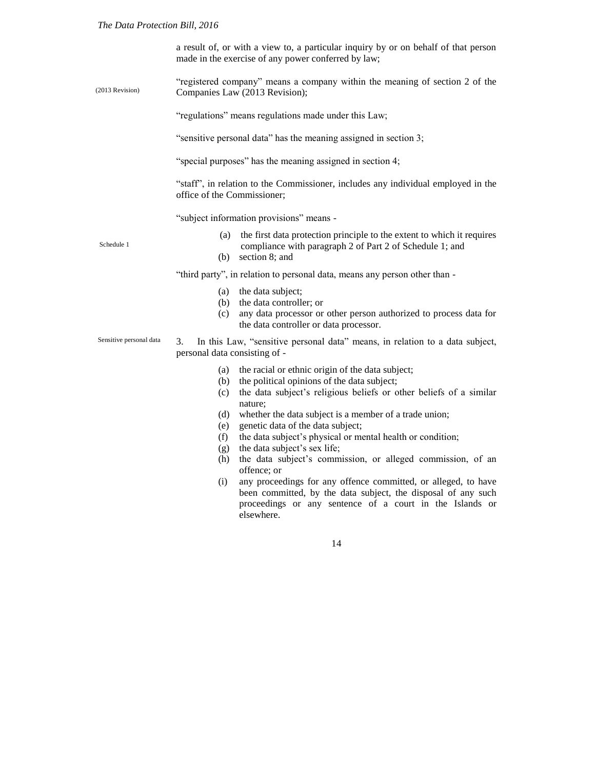a result of, or with a view to, a particular inquiry by or on behalf of that person made in the exercise of any power conferred by law;

(2013 Revision)

"registered company" means a company within the meaning of section 2 of the Companies Law (2013 Revision);

"regulations" means regulations made under this Law;

"sensitive personal data" has the meaning assigned in section 3;

"special purposes" has the meaning assigned in section 4;

"staff", in relation to the Commissioner, includes any individual employed in the office of the Commissioner;

"subject information provisions" means -

Schedule 1

(a) the first data protection principle to the extent to which it requires compliance with paragraph 2 of Part 2 of Schedule 1; and
(b) section 8; and

"third party", in relation to personal data, means any person other than -

(a) the data subject;
(b) the data controller; or
(c) any data processor or other person authorized to process data for the data controller or data processor.

Sensitive personal data

3. In this Law, "sensitive personal data" means, in relation to a data subject, personal data consisting of -

(a) the racial or ethnic origin of the data subject;
(b) the political opinions of the data subject;
(c) the data subject's religious beliefs or other beliefs of a similar nature;
(d) whether the data subject is a member of a trade union;
(e) genetic data of the data subject;
(f) the data subject's physical or mental health or condition;
(g) the data subject's sex life;
(h) the data subject's commission, or alleged commission, of an offence; or
(i) any proceedings for any offence committed, or alleged, to have been committed, by the data subject, the disposal of any such proceedings or any sentence of a court in the Islands or elsewhere.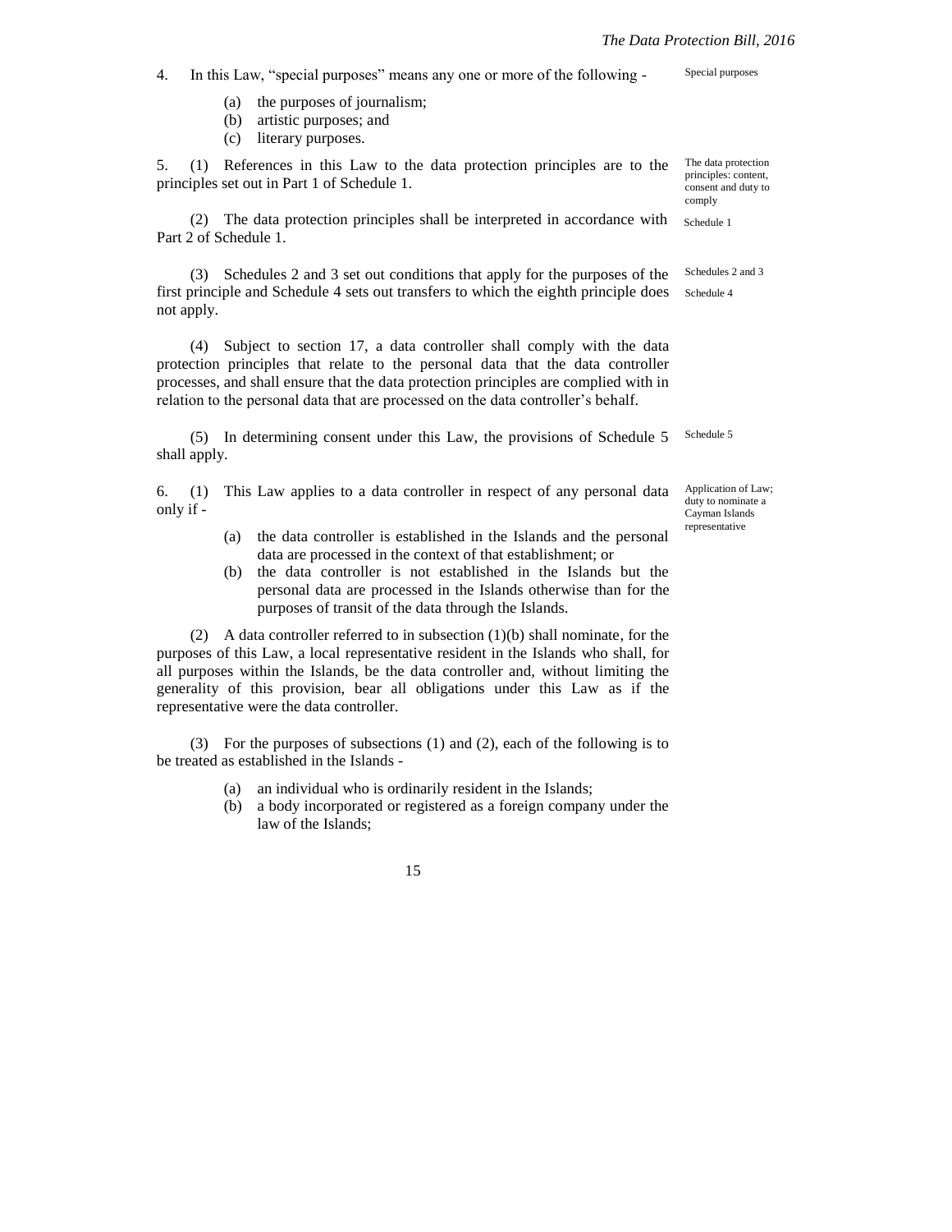4. In this Law, "special purposes" means any one or more of the following -

Special purposes

(a) the purposes of journalism;
(b) artistic purposes; and
(c) literary purposes.

5. (1) References in this Law to the data protection principles are to the principles set out in Part 1 of Schedule 1.

The data protection principles: content, consent and duty to comply

(2) The data protection principles shall be interpreted in accordance with Part 2 of Schedule 1.

Schedule 1

(3) Schedules 2 and 3 set out conditions that apply for the purposes of the first principle and Schedule 4 sets out transfers to which the eighth principle does not apply.

Schedules 2 and 3

Schedule 4

(4) Subject to section 17, a data controller shall comply with the data protection principles that relate to the personal data that the data controller processes, and shall ensure that the data protection principles are complied with in relation to the personal data that are processed on the data controller's behalf.

(5) In determining consent under this Law, the provisions of Schedule 5 shall apply.

Schedule 5

6. (1) This Law applies to a data controller in respect of any personal data only if -

Application of Law; duty to nominate a Cayman Islands representative

(a) the data controller is established in the Islands and the personal data are processed in the context of that establishment; or
(b) the data controller is not established in the Islands but the personal data are processed in the Islands otherwise than for the purposes of transit of the data through the Islands.

(2) A data controller referred to in subsection (1)(b) shall nominate, for the purposes of this Law, a local representative resident in the Islands who shall, for all purposes within the Islands, be the data controller and, without limiting the generality of this provision, bear all obligations under this Law as if the representative were the data controller.

(3) For the purposes of subsections (1) and (2), each of the following is to be treated as established in the Islands -

(a) an individual who is ordinarily resident in the Islands;
(b) a body incorporated or registered as a foreign company under the law of the Islands;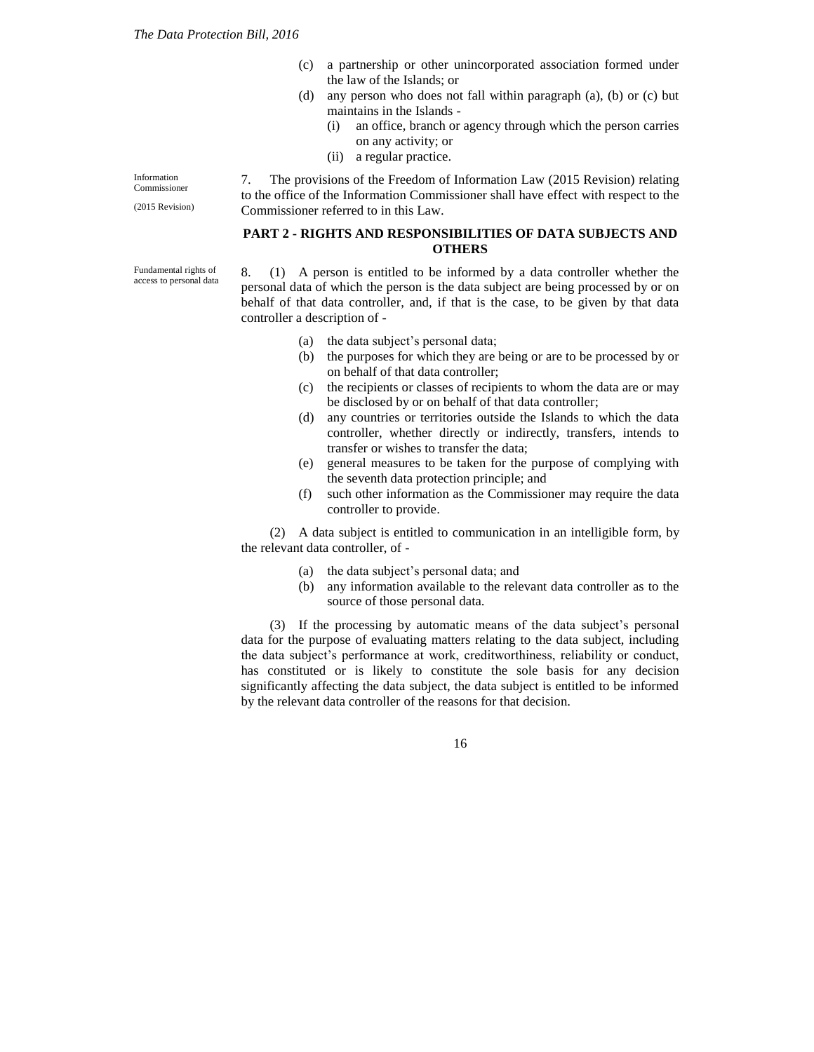(c) a partnership or other unincorporated association formed under the law of the Islands; or

(d) any person who does not fall within paragraph (a), (b) or (c) but maintains in the Islands -

  (i) an office, branch or agency through which the person carries on any activity; or

  (ii) a regular practice.

Information Commissioner

(2015 Revision)

7. The provisions of the Freedom of Information Law (2015 Revision) relating to the office of the Information Commissioner shall have effect with respect to the Commissioner referred to in this Law.

## PART 2 - RIGHTS AND RESPONSIBILITIES OF DATA SUBJECTS AND OTHERS

Fundamental rights of access to personal data

8. (1) A person is entitled to be informed by a data controller whether the personal data of which the person is the data subject are being processed by or on behalf of that data controller, and, if that is the case, to be given by that data controller a description of -

(a) the data subject's personal data;

(b) the purposes for which they are being or are to be processed by or on behalf of that data controller;

(c) the recipients or classes of recipients to whom the data are or may be disclosed by or on behalf of that data controller;

(d) any countries or territories outside the Islands to which the data controller, whether directly or indirectly, transfers, intends to transfer or wishes to transfer the data;

(e) general measures to be taken for the purpose of complying with the seventh data protection principle; and

(f) such other information as the Commissioner may require the data controller to provide.

(2) A data subject is entitled to communication in an intelligible form, by the relevant data controller, of -

(a) the data subject's personal data; and

(b) any information available to the relevant data controller as to the source of those personal data.

(3) If the processing by automatic means of the data subject's personal data for the purpose of evaluating matters relating to the data subject, including the data subject's performance at work, creditworthiness, reliability or conduct, has constituted or is likely to constitute the sole basis for any decision significantly affecting the data subject, the data subject is entitled to be informed by the relevant data controller of the reasons for that decision.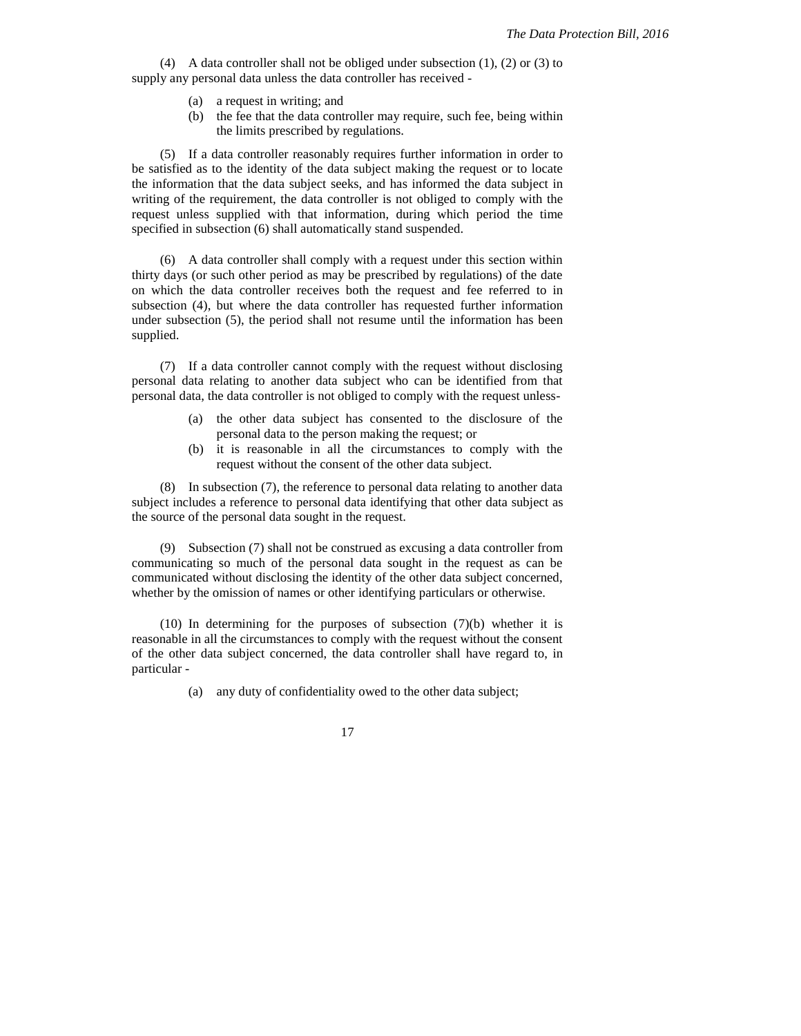(4) A data controller shall not be obliged under subsection (1), (2) or (3) to supply any personal data unless the data controller has received -

(a) a request in writing; and
(b) the fee that the data controller may require, such fee, being within the limits prescribed by regulations.

(5) If a data controller reasonably requires further information in order to be satisfied as to the identity of the data subject making the request or to locate the information that the data subject seeks, and has informed the data subject in writing of the requirement, the data controller is not obliged to comply with the request unless supplied with that information, during which period the time specified in subsection (6) shall automatically stand suspended.

(6) A data controller shall comply with a request under this section within thirty days (or such other period as may be prescribed by regulations) of the date on which the data controller receives both the request and fee referred to in subsection (4), but where the data controller has requested further information under subsection (5), the period shall not resume until the information has been supplied.

(7) If a data controller cannot comply with the request without disclosing personal data relating to another data subject who can be identified from that personal data, the data controller is not obliged to comply with the request unless-

(a) the other data subject has consented to the disclosure of the personal data to the person making the request; or
(b) it is reasonable in all the circumstances to comply with the request without the consent of the other data subject.

(8) In subsection (7), the reference to personal data relating to another data subject includes a reference to personal data identifying that other data subject as the source of the personal data sought in the request.

(9) Subsection (7) shall not be construed as excusing a data controller from communicating so much of the personal data sought in the request as can be communicated without disclosing the identity of the other data subject concerned, whether by the omission of names or other identifying particulars or otherwise.

(10) In determining for the purposes of subsection (7)(b) whether it is reasonable in all the circumstances to comply with the request without the consent of the other data subject concerned, the data controller shall have regard to, in particular -

(a) any duty of confidentiality owed to the other data subject;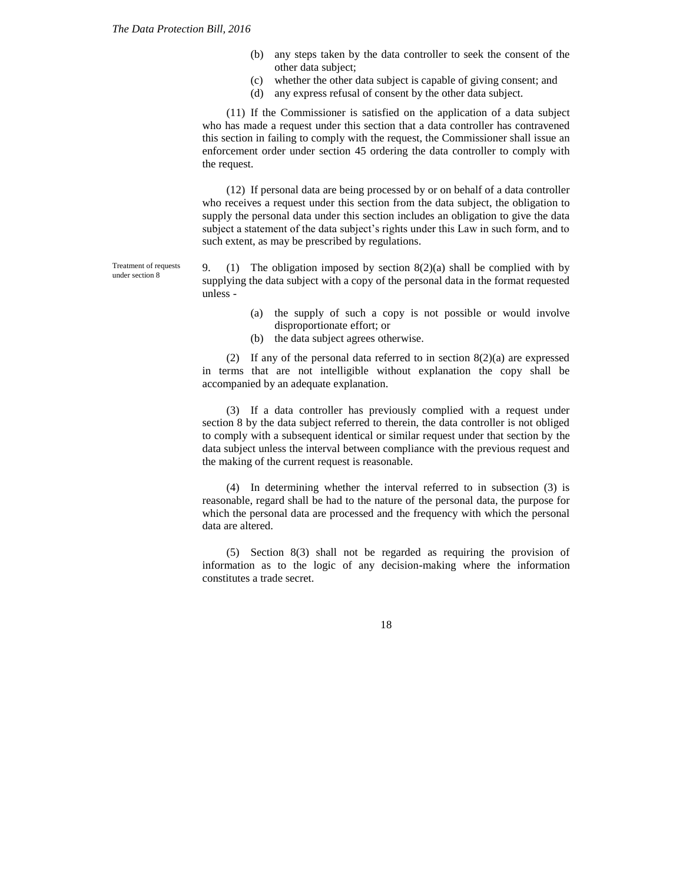(b) any steps taken by the data controller to seek the consent of the other data subject;
(c) whether the other data subject is capable of giving consent; and
(d) any express refusal of consent by the other data subject.

(11) If the Commissioner is satisfied on the application of a data subject who has made a request under this section that a data controller has contravened this section in failing to comply with the request, the Commissioner shall issue an enforcement order under section 45 ordering the data controller to comply with the request.

(12) If personal data are being processed by or on behalf of a data controller who receives a request under this section from the data subject, the obligation to supply the personal data under this section includes an obligation to give the data subject a statement of the data subject's rights under this Law in such form, and to such extent, as may be prescribed by regulations.

Treatment of requests under section 8

9. (1) The obligation imposed by section 8(2)(a) shall be complied with by supplying the data subject with a copy of the personal data in the format requested unless -

(a) the supply of such a copy is not possible or would involve disproportionate effort; or
(b) the data subject agrees otherwise.

(2) If any of the personal data referred to in section 8(2)(a) are expressed in terms that are not intelligible without explanation the copy shall be accompanied by an adequate explanation.

(3) If a data controller has previously complied with a request under section 8 by the data subject referred to therein, the data controller is not obliged to comply with a subsequent identical or similar request under that section by the data subject unless the interval between compliance with the previous request and the making of the current request is reasonable.

(4) In determining whether the interval referred to in subsection (3) is reasonable, regard shall be had to the nature of the personal data, the purpose for which the personal data are processed and the frequency with which the personal data are altered.

(5) Section 8(3) shall not be regarded as requiring the provision of information as to the logic of any decision-making where the information constitutes a trade secret.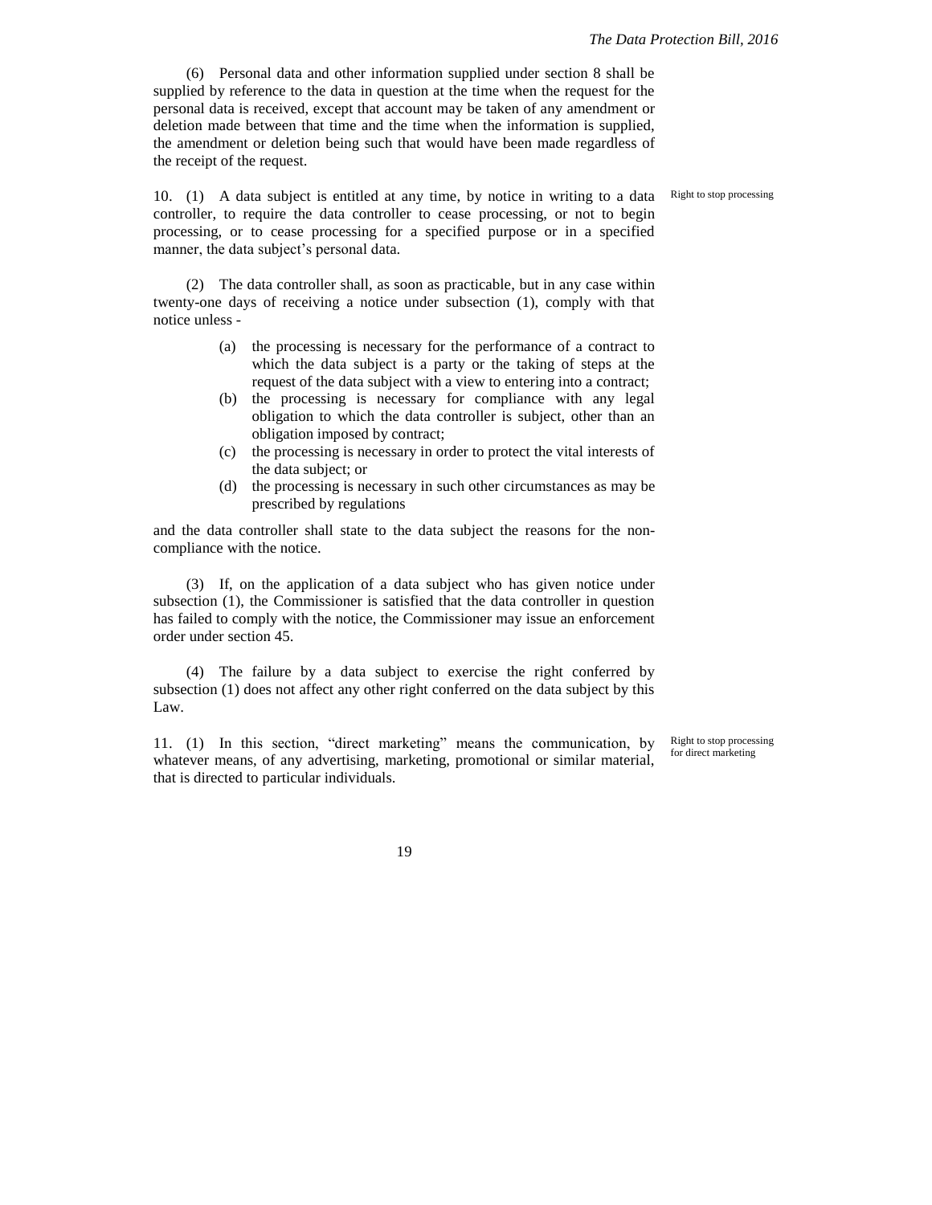(6) Personal data and other information supplied under section 8 shall be supplied by reference to the data in question at the time when the request for the personal data is received, except that account may be taken of any amendment or deletion made between that time and the time when the information is supplied, the amendment or deletion being such that would have been made regardless of the receipt of the request.

Right to stop processing

10. (1) A data subject is entitled at any time, by notice in writing to a data controller, to require the data controller to cease processing, or not to begin processing, or to cease processing for a specified purpose or in a specified manner, the data subject's personal data.

(2) The data controller shall, as soon as practicable, but in any case within twenty-one days of receiving a notice under subsection (1), comply with that notice unless -

(a) the processing is necessary for the performance of a contract to which the data subject is a party or the taking of steps at the request of the data subject with a view to entering into a contract;
(b) the processing is necessary for compliance with any legal obligation to which the data controller is subject, other than an obligation imposed by contract;
(c) the processing is necessary in order to protect the vital interests of the data subject; or
(d) the processing is necessary in such other circumstances as may be prescribed by regulations

and the data controller shall state to the data subject the reasons for the non-compliance with the notice.

(3) If, on the application of a data subject who has given notice under subsection (1), the Commissioner is satisfied that the data controller in question has failed to comply with the notice, the Commissioner may issue an enforcement order under section 45.

(4) The failure by a data subject to exercise the right conferred by subsection (1) does not affect any other right conferred on the data subject by this Law.

Right to stop processing for direct marketing

11. (1) In this section, "direct marketing" means the communication, by whatever means, of any advertising, marketing, promotional or similar material, that is directed to particular individuals.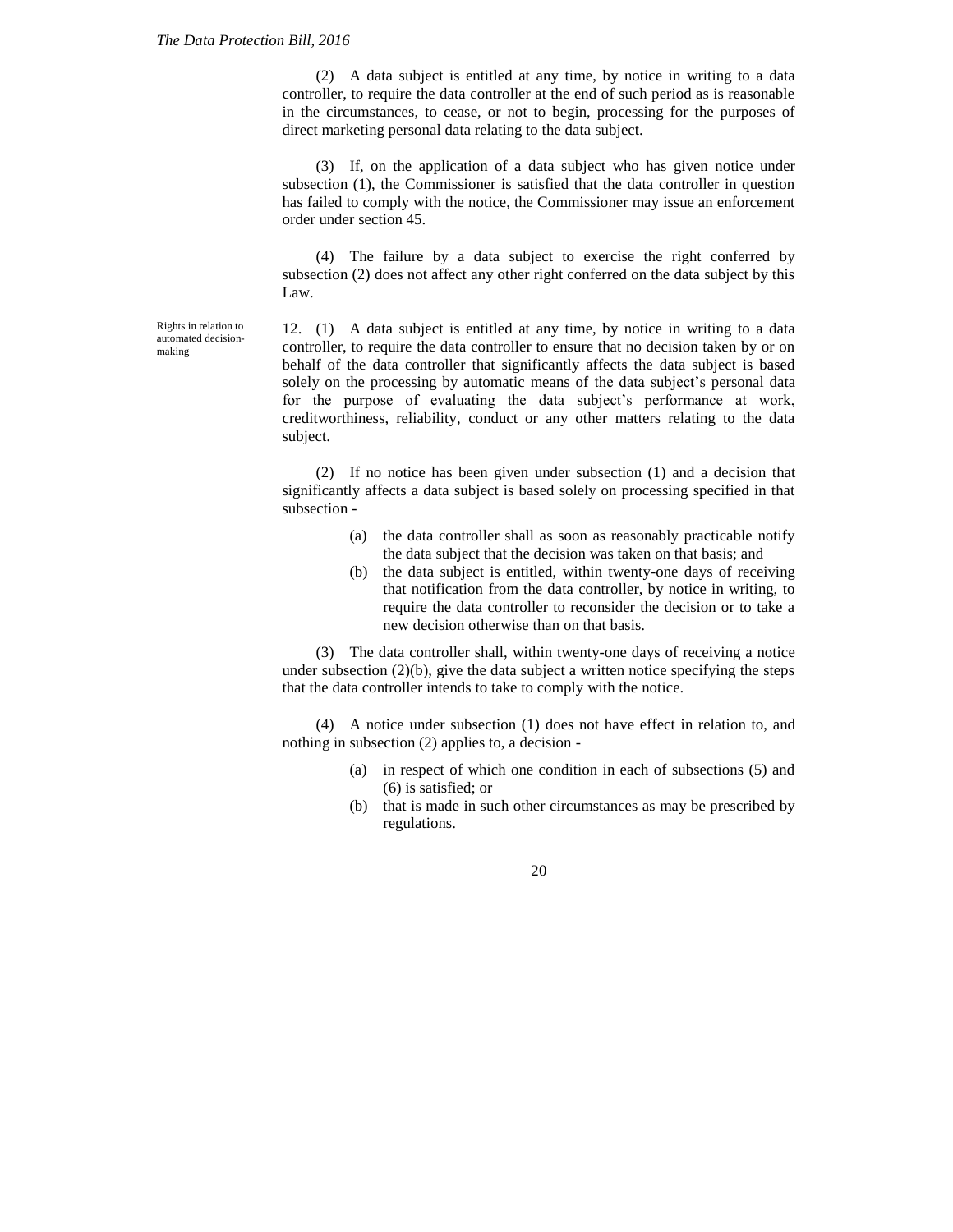(2) A data subject is entitled at any time, by notice in writing to a data controller, to require the data controller at the end of such period as is reasonable in the circumstances, to cease, or not to begin, processing for the purposes of direct marketing personal data relating to the data subject.

(3) If, on the application of a data subject who has given notice under subsection (1), the Commissioner is satisfied that the data controller in question has failed to comply with the notice, the Commissioner may issue an enforcement order under section 45.

(4) The failure by a data subject to exercise the right conferred by subsection (2) does not affect any other right conferred on the data subject by this Law.

Rights in relation to automated decision-making

12. (1) A data subject is entitled at any time, by notice in writing to a data controller, to require the data controller to ensure that no decision taken by or on behalf of the data controller that significantly affects the data subject is based solely on the processing by automatic means of the data subject's personal data for the purpose of evaluating the data subject's performance at work, creditworthiness, reliability, conduct or any other matters relating to the data subject.

(2) If no notice has been given under subsection (1) and a decision that significantly affects a data subject is based solely on processing specified in that subsection -

(a) the data controller shall as soon as reasonably practicable notify the data subject that the decision was taken on that basis; and
(b) the data subject is entitled, within twenty-one days of receiving that notification from the data controller, by notice in writing, to require the data controller to reconsider the decision or to take a new decision otherwise than on that basis.

(3) The data controller shall, within twenty-one days of receiving a notice under subsection (2)(b), give the data subject a written notice specifying the steps that the data controller intends to take to comply with the notice.

(4) A notice under subsection (1) does not have effect in relation to, and nothing in subsection (2) applies to, a decision -

(a) in respect of which one condition in each of subsections (5) and (6) is satisfied; or
(b) that is made in such other circumstances as may be prescribed by regulations.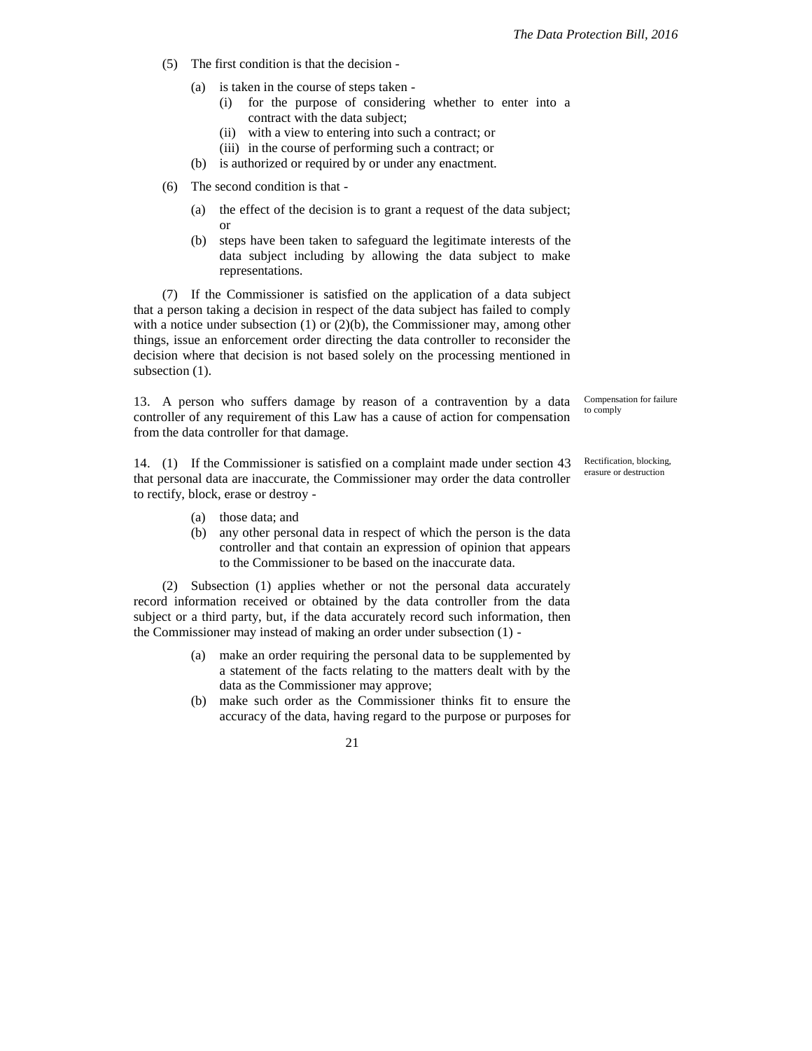(5) The first condition is that the decision -

- (a) is taken in the course of steps taken -
  - (i) for the purpose of considering whether to enter into a contract with the data subject;
  - (ii) with a view to entering into such a contract; or
  - (iii) in the course of performing such a contract; or
- (b) is authorized or required by or under any enactment.

(6) The second condition is that -

- (a) the effect of the decision is to grant a request of the data subject; or
- (b) steps have been taken to safeguard the legitimate interests of the data subject including by allowing the data subject to make representations.

(7) If the Commissioner is satisfied on the application of a data subject that a person taking a decision in respect of the data subject has failed to comply with a notice under subsection (1) or (2)(b), the Commissioner may, among other things, issue an enforcement order directing the data controller to reconsider the decision where that decision is not based solely on the processing mentioned in subsection (1).

*Compensation for failure to comply*

13. A person who suffers damage by reason of a contravention by a data controller of any requirement of this Law has a cause of action for compensation from the data controller for that damage.

*Rectification, blocking, erasure or destruction*

14. (1) If the Commissioner is satisfied on a complaint made under section 43 that personal data are inaccurate, the Commissioner may order the data controller to rectify, block, erase or destroy -

- (a) those data; and
- (b) any other personal data in respect of which the person is the data controller and that contain an expression of opinion that appears to the Commissioner to be based on the inaccurate data.

(2) Subsection (1) applies whether or not the personal data accurately record information received or obtained by the data controller from the data subject or a third party, but, if the data accurately record such information, then the Commissioner may instead of making an order under subsection (1) -

- (a) make an order requiring the personal data to be supplemented by a statement of the facts relating to the matters dealt with by the data as the Commissioner may approve;
- (b) make such order as the Commissioner thinks fit to ensure the accuracy of the data, having regard to the purpose or purposes for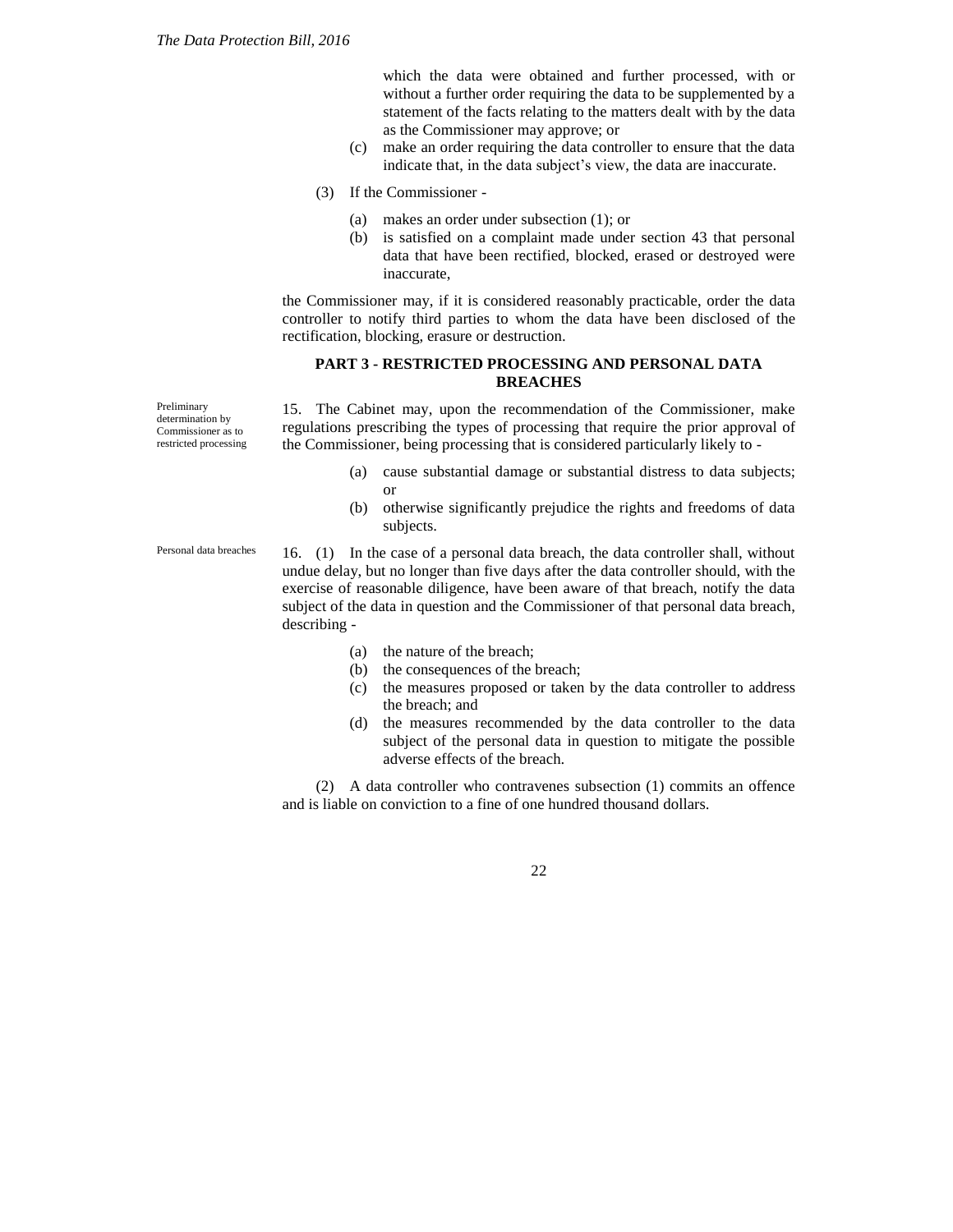which the data were obtained and further processed, with or without a further order requiring the data to be supplemented by a statement of the facts relating to the matters dealt with by the data as the Commissioner may approve; or

(c) make an order requiring the data controller to ensure that the data indicate that, in the data subject's view, the data are inaccurate.

(3) If the Commissioner -

(a) makes an order under subsection (1); or

(b) is satisfied on a complaint made under section 43 that personal data that have been rectified, blocked, erased or destroyed were inaccurate,

the Commissioner may, if it is considered reasonably practicable, order the data controller to notify third parties to whom the data have been disclosed of the rectification, blocking, erasure or destruction.

## PART 3 - RESTRICTED PROCESSING AND PERSONAL DATA BREACHES

*Preliminary determination by Commissioner as to restricted processing*

15. The Cabinet may, upon the recommendation of the Commissioner, make regulations prescribing the types of processing that require the prior approval of the Commissioner, being processing that is considered particularly likely to -

(a) cause substantial damage or substantial distress to data subjects; or

(b) otherwise significantly prejudice the rights and freedoms of data subjects.

*Personal data breaches*

16. (1) In the case of a personal data breach, the data controller shall, without undue delay, but no longer than five days after the data controller should, with the exercise of reasonable diligence, have been aware of that breach, notify the data subject of the data in question and the Commissioner of that personal data breach, describing -

(a) the nature of the breach;

(b) the consequences of the breach;

(c) the measures proposed or taken by the data controller to address the breach; and

(d) the measures recommended by the data controller to the data subject of the personal data in question to mitigate the possible adverse effects of the breach.

(2) A data controller who contravenes subsection (1) commits an offence and is liable on conviction to a fine of one hundred thousand dollars.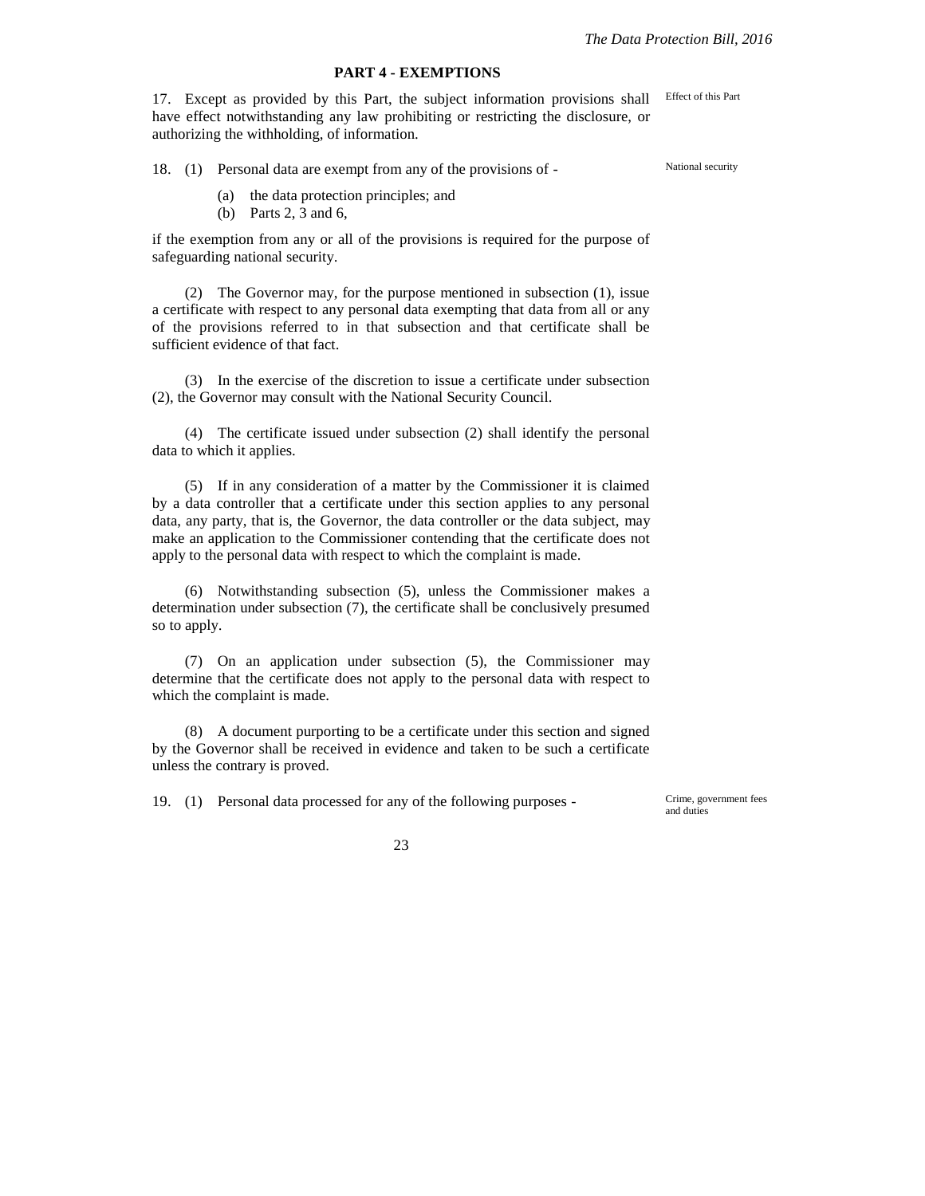## PART 4 - EXEMPTIONS

*Effect of this Part*

17. Except as provided by this Part, the subject information provisions shall have effect notwithstanding any law prohibiting or restricting the disclosure, or authorizing the withholding, of information.

*National security*

18. (1) Personal data are exempt from any of the provisions of -

(a) the data protection principles; and
(b) Parts 2, 3 and 6,

if the exemption from any or all of the provisions is required for the purpose of safeguarding national security.

(2) The Governor may, for the purpose mentioned in subsection (1), issue a certificate with respect to any personal data exempting that data from all or any of the provisions referred to in that subsection and that certificate shall be sufficient evidence of that fact.

(3) In the exercise of the discretion to issue a certificate under subsection (2), the Governor may consult with the National Security Council.

(4) The certificate issued under subsection (2) shall identify the personal data to which it applies.

(5) If in any consideration of a matter by the Commissioner it is claimed by a data controller that a certificate under this section applies to any personal data, any party, that is, the Governor, the data controller or the data subject, may make an application to the Commissioner contending that the certificate does not apply to the personal data with respect to which the complaint is made.

(6) Notwithstanding subsection (5), unless the Commissioner makes a determination under subsection (7), the certificate shall be conclusively presumed so to apply.

(7) On an application under subsection (5), the Commissioner may determine that the certificate does not apply to the personal data with respect to which the complaint is made.

(8) A document purporting to be a certificate under this section and signed by the Governor shall be received in evidence and taken to be such a certificate unless the contrary is proved.

*Crime, government fees and duties*

19. (1) Personal data processed for any of the following purposes -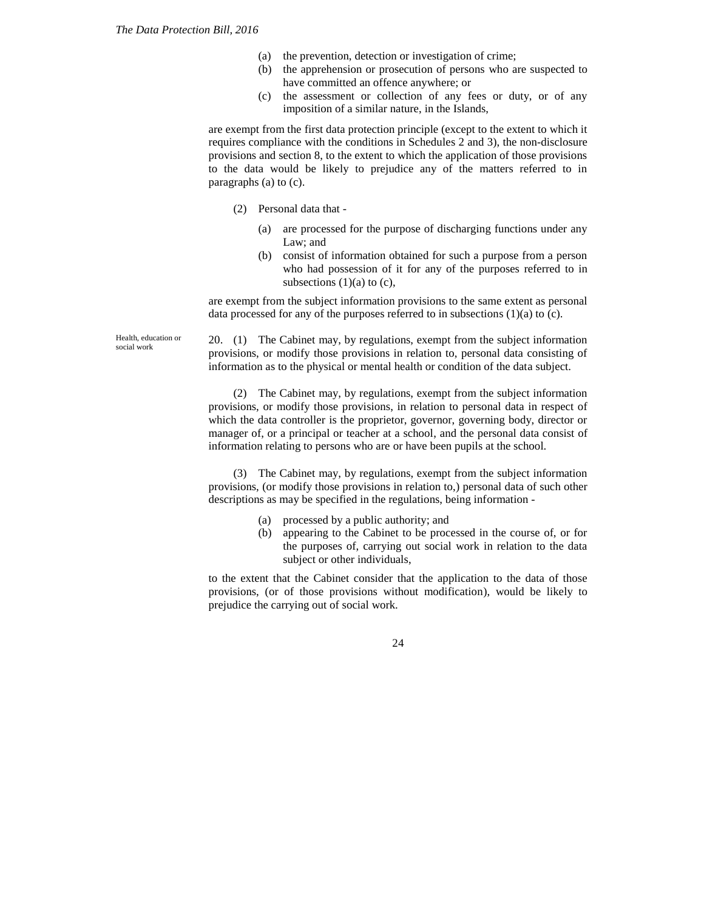(a) the prevention, detection or investigation of crime;
(b) the apprehension or prosecution of persons who are suspected to have committed an offence anywhere; or
(c) the assessment or collection of any fees or duty, or of any imposition of a similar nature, in the Islands,

are exempt from the first data protection principle (except to the extent to which it requires compliance with the conditions in Schedules 2 and 3), the non-disclosure provisions and section 8, to the extent to which the application of those provisions to the data would be likely to prejudice any of the matters referred to in paragraphs (a) to (c).

(2) Personal data that -

(a) are processed for the purpose of discharging functions under any Law; and
(b) consist of information obtained for such a purpose from a person who had possession of it for any of the purposes referred to in subsections (1)(a) to (c),

are exempt from the subject information provisions to the same extent as personal data processed for any of the purposes referred to in subsections (1)(a) to (c).

*Health, education or social work*

20. (1) The Cabinet may, by regulations, exempt from the subject information provisions, or modify those provisions in relation to, personal data consisting of information as to the physical or mental health or condition of the data subject.

(2) The Cabinet may, by regulations, exempt from the subject information provisions, or modify those provisions, in relation to personal data in respect of which the data controller is the proprietor, governor, governing body, director or manager of, or a principal or teacher at a school, and the personal data consist of information relating to persons who are or have been pupils at the school.

(3) The Cabinet may, by regulations, exempt from the subject information provisions, (or modify those provisions in relation to,) personal data of such other descriptions as may be specified in the regulations, being information -

(a) processed by a public authority; and
(b) appearing to the Cabinet to be processed in the course of, or for the purposes of, carrying out social work in relation to the data subject or other individuals,

to the extent that the Cabinet consider that the application to the data of those provisions, (or of those provisions without modification), would be likely to prejudice the carrying out of social work.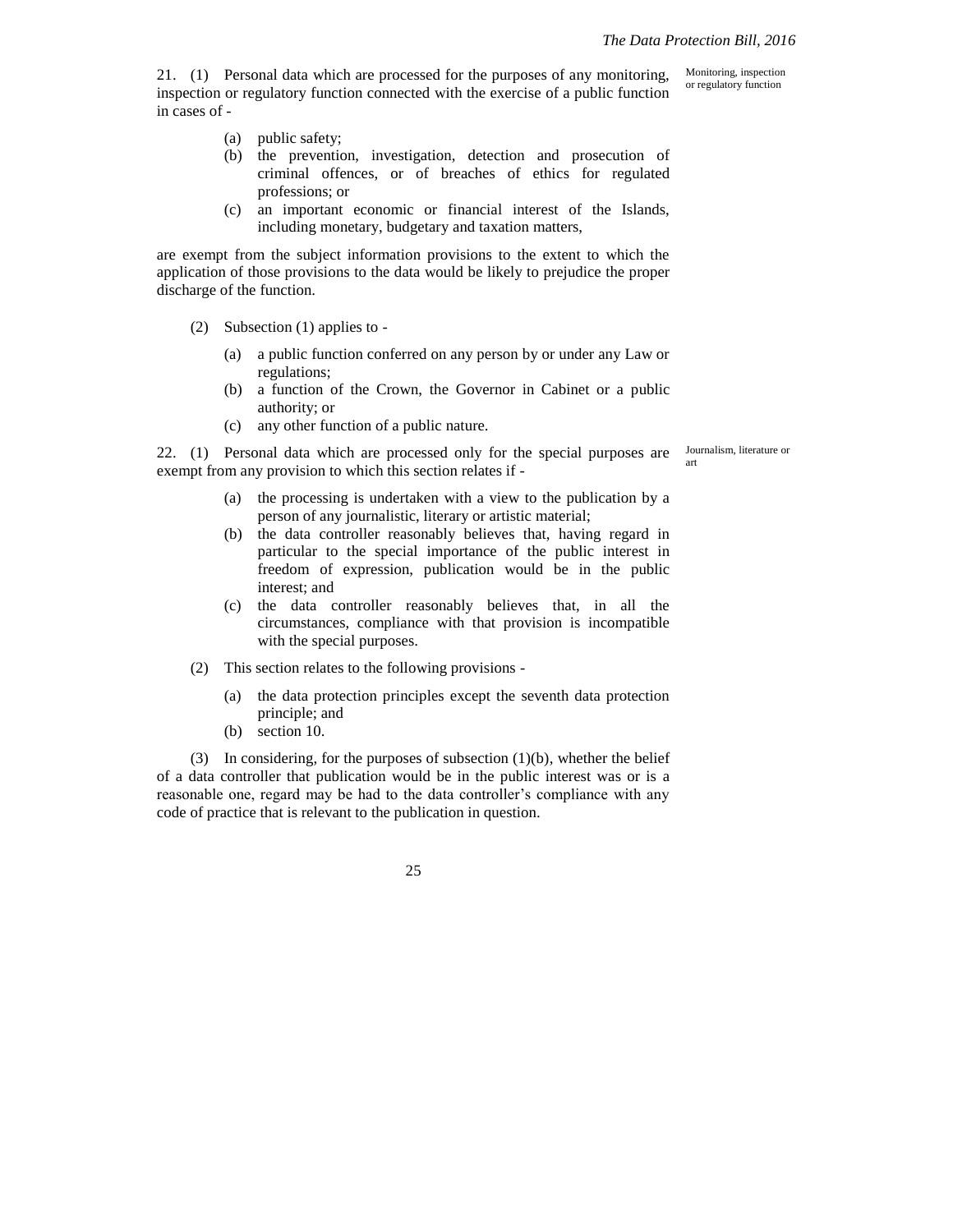**Monitoring, inspection or regulatory function**

21. (1) Personal data which are processed for the purposes of any monitoring, inspection or regulatory function connected with the exercise of a public function in cases of -

(a) public safety;
(b) the prevention, investigation, detection and prosecution of criminal offences, or of breaches of ethics for regulated professions; or
(c) an important economic or financial interest of the Islands, including monetary, budgetary and taxation matters,

are exempt from the subject information provisions to the extent to which the application of those provisions to the data would be likely to prejudice the proper discharge of the function.

(2) Subsection (1) applies to -

(a) a public function conferred on any person by or under any Law or regulations;
(b) a function of the Crown, the Governor in Cabinet or a public authority; or
(c) any other function of a public nature.

**Journalism, literature or art**

22. (1) Personal data which are processed only for the special purposes are exempt from any provision to which this section relates if -

(a) the processing is undertaken with a view to the publication by a person of any journalistic, literary or artistic material;
(b) the data controller reasonably believes that, having regard in particular to the special importance of the public interest in freedom of expression, publication would be in the public interest; and
(c) the data controller reasonably believes that, in all the circumstances, compliance with that provision is incompatible with the special purposes.

(2) This section relates to the following provisions -

(a) the data protection principles except the seventh data protection principle; and
(b) section 10.

(3) In considering, for the purposes of subsection (1)(b), whether the belief of a data controller that publication would be in the public interest was or is a reasonable one, regard may be had to the data controller's compliance with any code of practice that is relevant to the publication in question.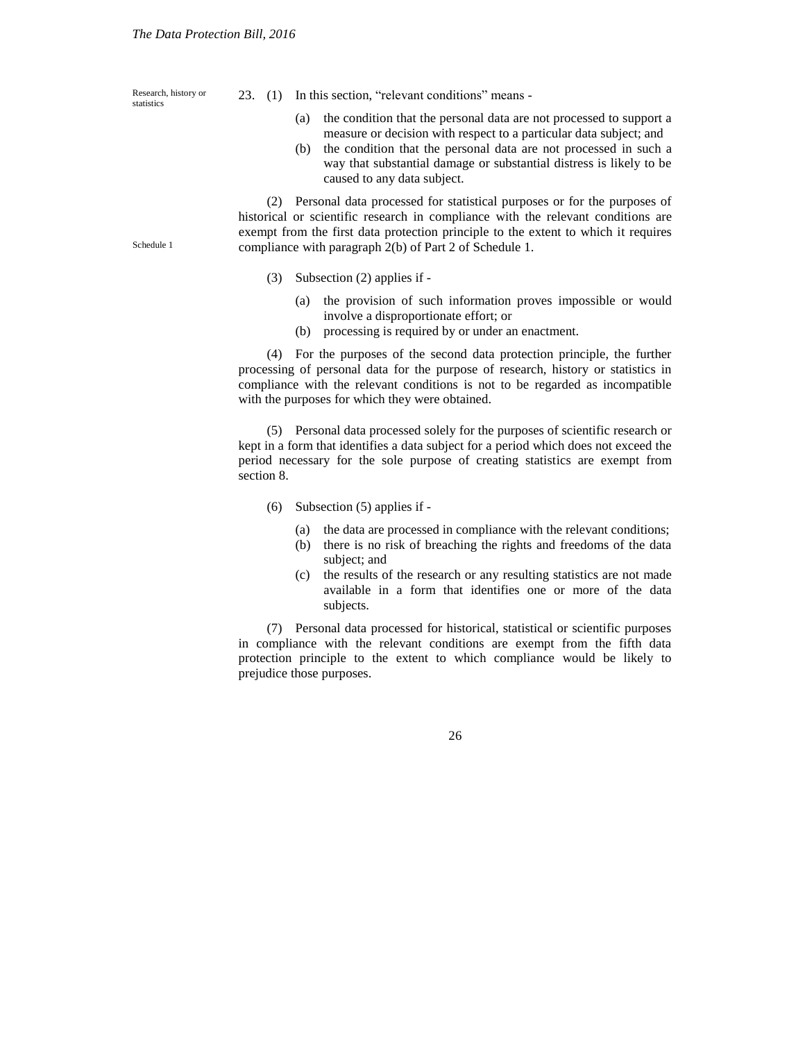**Research, history or statistics**

23. (1) In this section, "relevant conditions" means -

(a) the condition that the personal data are not processed to support a measure or decision with respect to a particular data subject; and

(b) the condition that the personal data are not processed in such a way that substantial damage or substantial distress is likely to be caused to any data subject.

(2) Personal data processed for statistical purposes or for the purposes of historical or scientific research in compliance with the relevant conditions are exempt from the first data protection principle to the extent to which it requires compliance with paragraph 2(b) of Part 2 of Schedule 1.

Schedule 1

(3) Subsection (2) applies if -

(a) the provision of such information proves impossible or would involve a disproportionate effort; or

(b) processing is required by or under an enactment.

(4) For the purposes of the second data protection principle, the further processing of personal data for the purpose of research, history or statistics in compliance with the relevant conditions is not to be regarded as incompatible with the purposes for which they were obtained.

(5) Personal data processed solely for the purposes of scientific research or kept in a form that identifies a data subject for a period which does not exceed the period necessary for the sole purpose of creating statistics are exempt from section 8.

(6) Subsection (5) applies if -

(a) the data are processed in compliance with the relevant conditions;

(b) there is no risk of breaching the rights and freedoms of the data subject; and

(c) the results of the research or any resulting statistics are not made available in a form that identifies one or more of the data subjects.

(7) Personal data processed for historical, statistical or scientific purposes in compliance with the relevant conditions are exempt from the fifth data protection principle to the extent to which compliance would be likely to prejudice those purposes.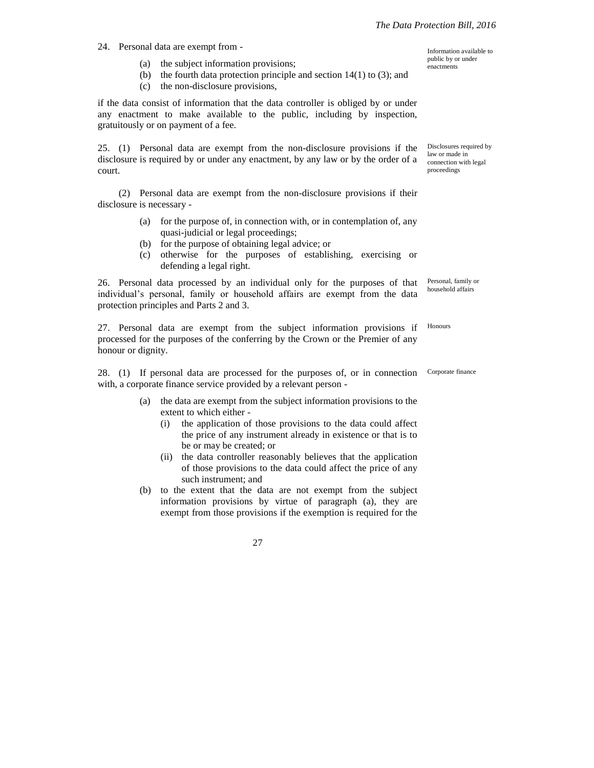24. Personal data are exempt from -

Information available to public by or under enactments

(a) the subject information provisions;
(b) the fourth data protection principle and section 14(1) to (3); and
(c) the non-disclosure provisions,

if the data consist of information that the data controller is obliged by or under any enactment to make available to the public, including by inspection, gratuitously or on payment of a fee.

Disclosures required by law or made in connection with legal proceedings

25. (1) Personal data are exempt from the non-disclosure provisions if the disclosure is required by or under any enactment, by any law or by the order of a court.

(2) Personal data are exempt from the non-disclosure provisions if their disclosure is necessary -

(a) for the purpose of, in connection with, or in contemplation of, any quasi-judicial or legal proceedings;
(b) for the purpose of obtaining legal advice; or
(c) otherwise for the purposes of establishing, exercising or defending a legal right.

Personal, family or household affairs

26. Personal data processed by an individual only for the purposes of that individual's personal, family or household affairs are exempt from the data protection principles and Parts 2 and 3.

Honours

27. Personal data are exempt from the subject information provisions if processed for the purposes of the conferring by the Crown or the Premier of any honour or dignity.

Corporate finance

28. (1) If personal data are processed for the purposes of, or in connection with, a corporate finance service provided by a relevant person -

(a) the data are exempt from the subject information provisions to the extent to which either -
   (i) the application of those provisions to the data could affect the price of any instrument already in existence or that is to be or may be created; or
   (ii) the data controller reasonably believes that the application of those provisions to the data could affect the price of any such instrument; and
(b) to the extent that the data are not exempt from the subject information provisions by virtue of paragraph (a), they are exempt from those provisions if the exemption is required for the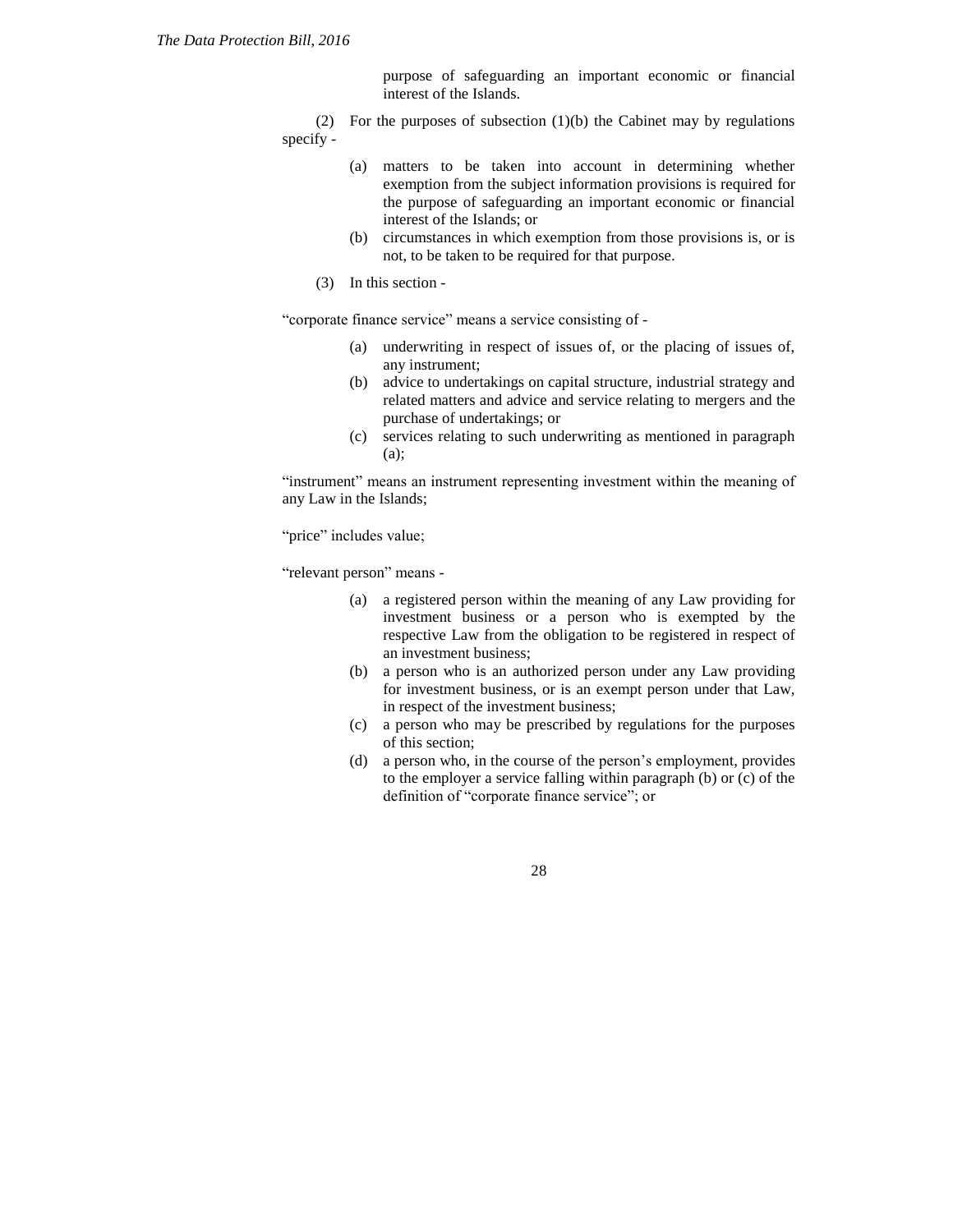purpose of safeguarding an important economic or financial interest of the Islands.

(2) For the purposes of subsection (1)(b) the Cabinet may by regulations specify -

(a) matters to be taken into account in determining whether exemption from the subject information provisions is required for the purpose of safeguarding an important economic or financial interest of the Islands; or
(b) circumstances in which exemption from those provisions is, or is not, to be taken to be required for that purpose.

(3) In this section -

"corporate finance service" means a service consisting of -

(a) underwriting in respect of issues of, or the placing of issues of, any instrument;
(b) advice to undertakings on capital structure, industrial strategy and related matters and advice and service relating to mergers and the purchase of undertakings; or
(c) services relating to such underwriting as mentioned in paragraph (a);

"instrument" means an instrument representing investment within the meaning of any Law in the Islands;

"price" includes value;

"relevant person" means -

(a) a registered person within the meaning of any Law providing for investment business or a person who is exempted by the respective Law from the obligation to be registered in respect of an investment business;
(b) a person who is an authorized person under any Law providing for investment business, or is an exempt person under that Law, in respect of the investment business;
(c) a person who may be prescribed by regulations for the purposes of this section;
(d) a person who, in the course of the person's employment, provides to the employer a service falling within paragraph (b) or (c) of the definition of "corporate finance service"; or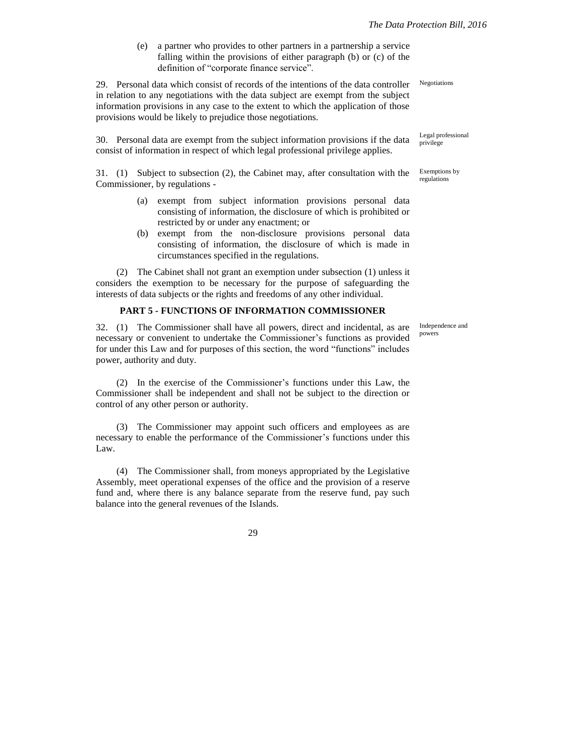(e) a partner who provides to other partners in a partnership a service falling within the provisions of either paragraph (b) or (c) of the definition of "corporate finance service".

Negotiations

29. Personal data which consist of records of the intentions of the data controller in relation to any negotiations with the data subject are exempt from the subject information provisions in any case to the extent to which the application of those provisions would be likely to prejudice those negotiations.

Legal professional privilege

30. Personal data are exempt from the subject information provisions if the data consist of information in respect of which legal professional privilege applies.

Exemptions by regulations

31. (1) Subject to subsection (2), the Cabinet may, after consultation with the Commissioner, by regulations -

(a) exempt from subject information provisions personal data consisting of information, the disclosure of which is prohibited or restricted by or under any enactment; or

(b) exempt from the non-disclosure provisions personal data consisting of information, the disclosure of which is made in circumstances specified in the regulations.

(2) The Cabinet shall not grant an exemption under subsection (1) unless it considers the exemption to be necessary for the purpose of safeguarding the interests of data subjects or the rights and freedoms of any other individual.

## PART 5 - FUNCTIONS OF INFORMATION COMMISSIONER

Independence and powers

32. (1) The Commissioner shall have all powers, direct and incidental, as are necessary or convenient to undertake the Commissioner's functions as provided for under this Law and for purposes of this section, the word "functions" includes power, authority and duty.

(2) In the exercise of the Commissioner's functions under this Law, the Commissioner shall be independent and shall not be subject to the direction or control of any other person or authority.

(3) The Commissioner may appoint such officers and employees as are necessary to enable the performance of the Commissioner's functions under this Law.

(4) The Commissioner shall, from moneys appropriated by the Legislative Assembly, meet operational expenses of the office and the provision of a reserve fund and, where there is any balance separate from the reserve fund, pay such balance into the general revenues of the Islands.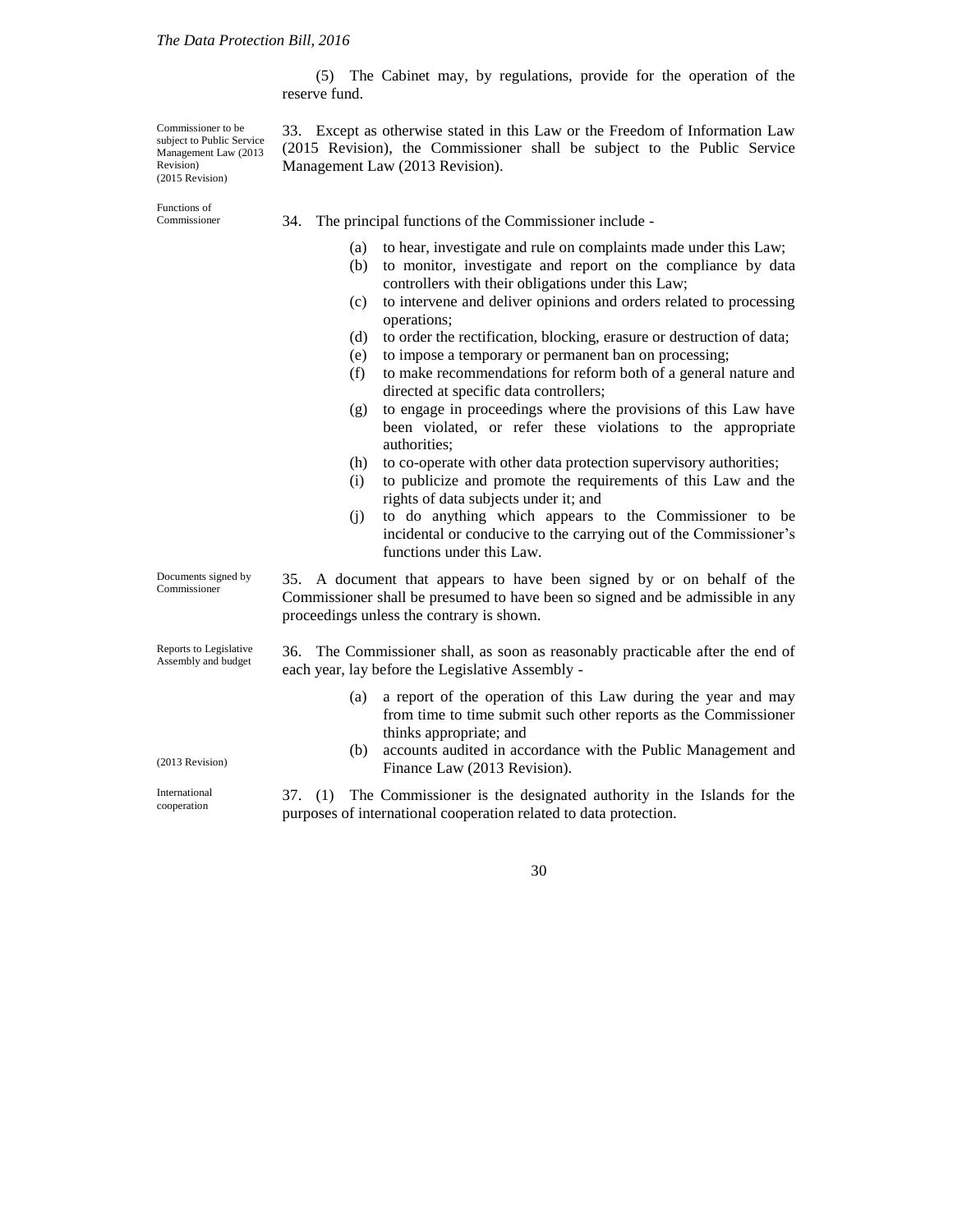(5) The Cabinet may, by regulations, provide for the operation of the reserve fund.

Commissioner to be subject to Public Service Management Law (2013 Revision)
(2015 Revision)

33. Except as otherwise stated in this Law or the Freedom of Information Law (2015 Revision), the Commissioner shall be subject to the Public Service Management Law (2013 Revision).

Functions of Commissioner

34. The principal functions of the Commissioner include -

(a) to hear, investigate and rule on complaints made under this Law;
(b) to monitor, investigate and report on the compliance by data controllers with their obligations under this Law;
(c) to intervene and deliver opinions and orders related to processing operations;
(d) to order the rectification, blocking, erasure or destruction of data;
(e) to impose a temporary or permanent ban on processing;
(f) to make recommendations for reform both of a general nature and directed at specific data controllers;
(g) to engage in proceedings where the provisions of this Law have been violated, or refer these violations to the appropriate authorities;
(h) to co-operate with other data protection supervisory authorities;
(i) to publicize and promote the requirements of this Law and the rights of data subjects under it; and
(j) to do anything which appears to the Commissioner to be incidental or conducive to the carrying out of the Commissioner's functions under this Law.

Documents signed by Commissioner

35. A document that appears to have been signed by or on behalf of the Commissioner shall be presumed to have been so signed and be admissible in any proceedings unless the contrary is shown.

Reports to Legislative Assembly and budget

36. The Commissioner shall, as soon as reasonably practicable after the end of each year, lay before the Legislative Assembly -

(a) a report of the operation of this Law during the year and may from time to time submit such other reports as the Commissioner thinks appropriate; and
(b) accounts audited in accordance with the Public Management and Finance Law (2013 Revision).

(2013 Revision)

International cooperation

37. (1) The Commissioner is the designated authority in the Islands for the purposes of international cooperation related to data protection.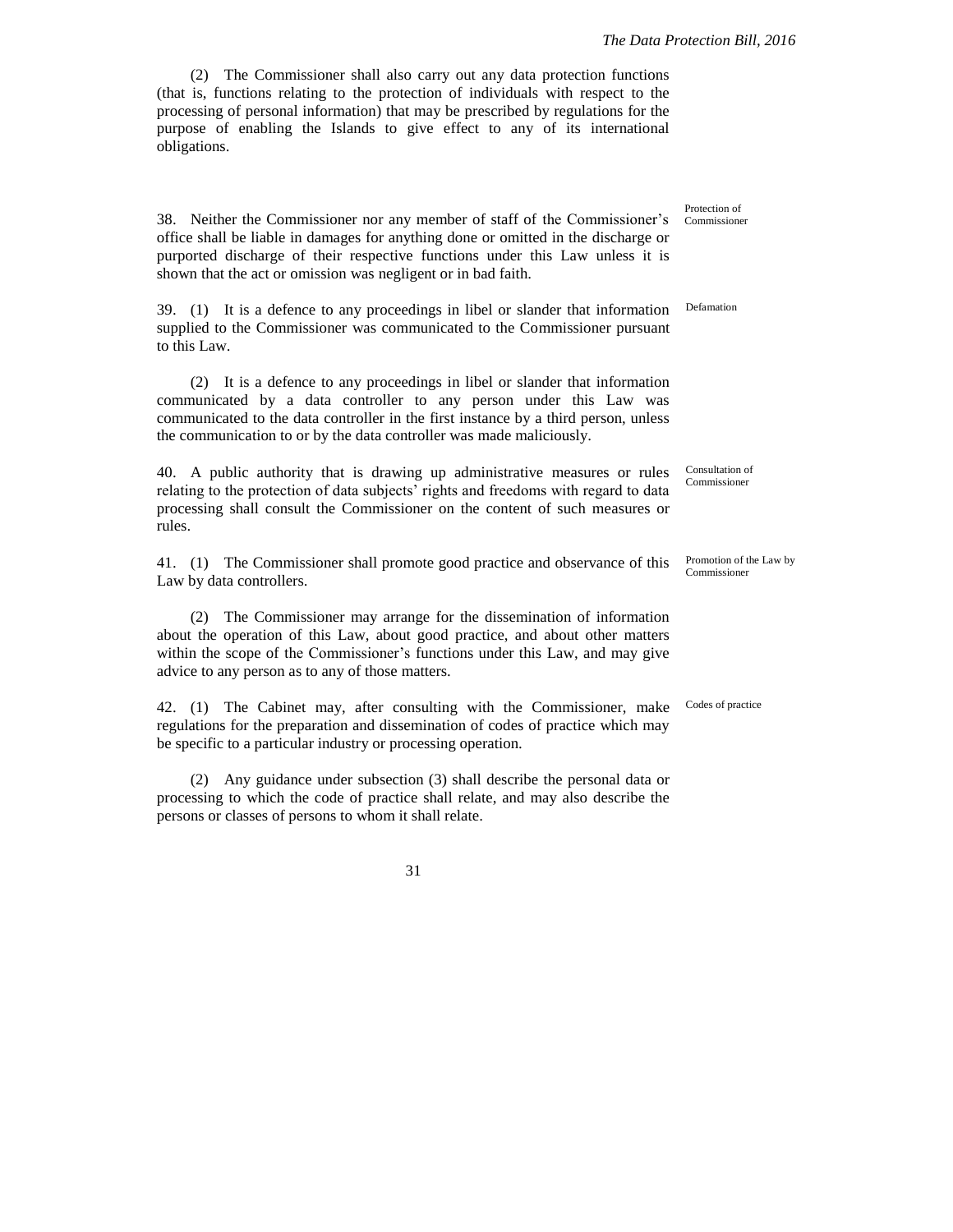(2) The Commissioner shall also carry out any data protection functions (that is, functions relating to the protection of individuals with respect to the processing of personal information) that may be prescribed by regulations for the purpose of enabling the Islands to give effect to any of its international obligations.

**Protection of Commissioner**

38. Neither the Commissioner nor any member of staff of the Commissioner's office shall be liable in damages for anything done or omitted in the discharge or purported discharge of their respective functions under this Law unless it is shown that the act or omission was negligent or in bad faith.

**Defamation**

39. (1) It is a defence to any proceedings in libel or slander that information supplied to the Commissioner was communicated to the Commissioner pursuant to this Law.

(2) It is a defence to any proceedings in libel or slander that information communicated by a data controller to any person under this Law was communicated to the data controller in the first instance by a third person, unless the communication to or by the data controller was made maliciously.

**Consultation of Commissioner**

40. A public authority that is drawing up administrative measures or rules relating to the protection of data subjects' rights and freedoms with regard to data processing shall consult the Commissioner on the content of such measures or rules.

**Promotion of the Law by Commissioner**

41. (1) The Commissioner shall promote good practice and observance of this Law by data controllers.

(2) The Commissioner may arrange for the dissemination of information about the operation of this Law, about good practice, and about other matters within the scope of the Commissioner's functions under this Law, and may give advice to any person as to any of those matters.

**Codes of practice**

42. (1) The Cabinet may, after consulting with the Commissioner, make regulations for the preparation and dissemination of codes of practice which may be specific to a particular industry or processing operation.

(2) Any guidance under subsection (3) shall describe the personal data or processing to which the code of practice shall relate, and may also describe the persons or classes of persons to whom it shall relate.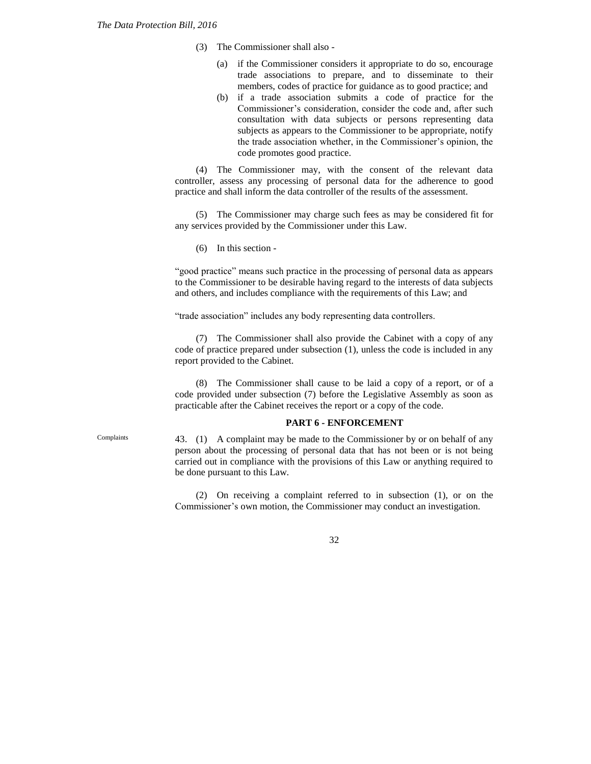(3) The Commissioner shall also -

(a) if the Commissioner considers it appropriate to do so, encourage trade associations to prepare, and to disseminate to their members, codes of practice for guidance as to good practice; and

(b) if a trade association submits a code of practice for the Commissioner's consideration, consider the code and, after such consultation with data subjects or persons representing data subjects as appears to the Commissioner to be appropriate, notify the trade association whether, in the Commissioner's opinion, the code promotes good practice.

(4) The Commissioner may, with the consent of the relevant data controller, assess any processing of personal data for the adherence to good practice and shall inform the data controller of the results of the assessment.

(5) The Commissioner may charge such fees as may be considered fit for any services provided by the Commissioner under this Law.

(6) In this section -

"good practice" means such practice in the processing of personal data as appears to the Commissioner to be desirable having regard to the interests of data subjects and others, and includes compliance with the requirements of this Law; and

"trade association" includes any body representing data controllers.

(7) The Commissioner shall also provide the Cabinet with a copy of any code of practice prepared under subsection (1), unless the code is included in any report provided to the Cabinet.

(8) The Commissioner shall cause to be laid a copy of a report, or of a code provided under subsection (7) before the Legislative Assembly as soon as practicable after the Cabinet receives the report or a copy of the code.

## PART 6 - ENFORCEMENT

Complaints

43. (1) A complaint may be made to the Commissioner by or on behalf of any person about the processing of personal data that has not been or is not being carried out in compliance with the provisions of this Law or anything required to be done pursuant to this Law.

(2) On receiving a complaint referred to in subsection (1), or on the Commissioner's own motion, the Commissioner may conduct an investigation.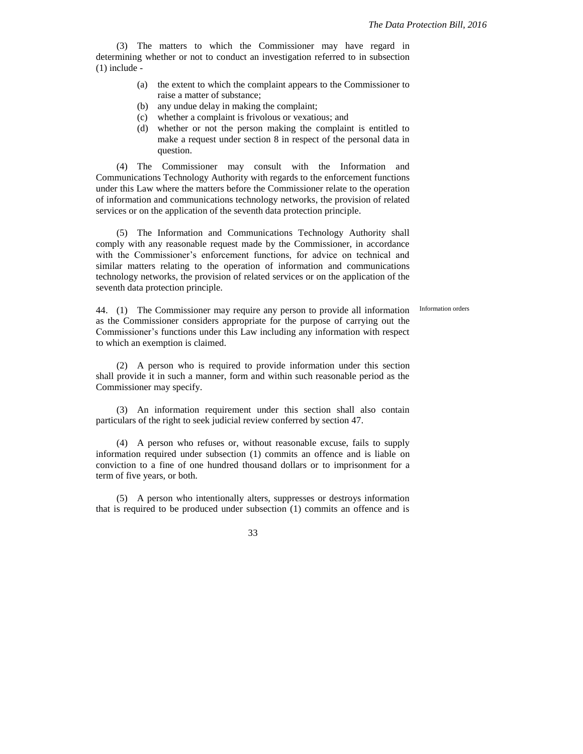(3) The matters to which the Commissioner may have regard in determining whether or not to conduct an investigation referred to in subsection (1) include -

(a) the extent to which the complaint appears to the Commissioner to raise a matter of substance;

(b) any undue delay in making the complaint;

(c) whether a complaint is frivolous or vexatious; and

(d) whether or not the person making the complaint is entitled to make a request under section 8 in respect of the personal data in question.

(4) The Commissioner may consult with the Information and Communications Technology Authority with regards to the enforcement functions under this Law where the matters before the Commissioner relate to the operation of information and communications technology networks, the provision of related services or on the application of the seventh data protection principle.

(5) The Information and Communications Technology Authority shall comply with any reasonable request made by the Commissioner, in accordance with the Commissioner's enforcement functions, for advice on technical and similar matters relating to the operation of information and communications technology networks, the provision of related services or on the application of the seventh data protection principle.

Information orders

44. (1) The Commissioner may require any person to provide all information as the Commissioner considers appropriate for the purpose of carrying out the Commissioner's functions under this Law including any information with respect to which an exemption is claimed.

(2) A person who is required to provide information under this section shall provide it in such a manner, form and within such reasonable period as the Commissioner may specify.

(3) An information requirement under this section shall also contain particulars of the right to seek judicial review conferred by section 47.

(4) A person who refuses or, without reasonable excuse, fails to supply information required under subsection (1) commits an offence and is liable on conviction to a fine of one hundred thousand dollars or to imprisonment for a term of five years, or both.

(5) A person who intentionally alters, suppresses or destroys information that is required to be produced under subsection (1) commits an offence and is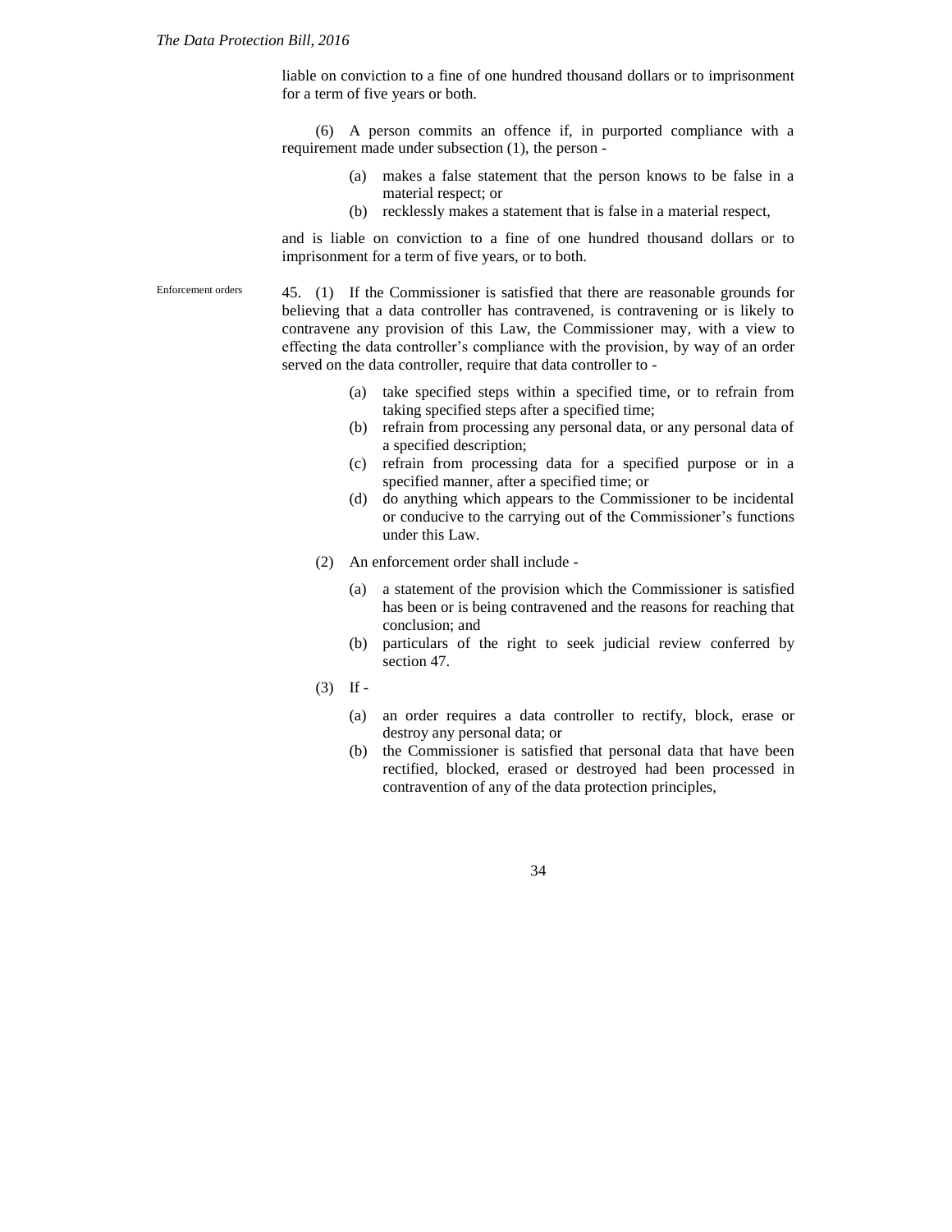liable on conviction to a fine of one hundred thousand dollars or to imprisonment for a term of five years or both.

(6) A person commits an offence if, in purported compliance with a requirement made under subsection (1), the person -

(a) makes a false statement that the person knows to be false in a material respect; or

(b) recklessly makes a statement that is false in a material respect,

and is liable on conviction to a fine of one hundred thousand dollars or to imprisonment for a term of five years, or to both.

Enforcement orders

45. (1) If the Commissioner is satisfied that there are reasonable grounds for believing that a data controller has contravened, is contravening or is likely to contravene any provision of this Law, the Commissioner may, with a view to effecting the data controller's compliance with the provision, by way of an order served on the data controller, require that data controller to -

(a) take specified steps within a specified time, or to refrain from taking specified steps after a specified time;

(b) refrain from processing any personal data, or any personal data of a specified description;

(c) refrain from processing data for a specified purpose or in a specified manner, after a specified time; or

(d) do anything which appears to the Commissioner to be incidental or conducive to the carrying out of the Commissioner's functions under this Law.

(2) An enforcement order shall include -

(a) a statement of the provision which the Commissioner is satisfied has been or is being contravened and the reasons for reaching that conclusion; and

(b) particulars of the right to seek judicial review conferred by section 47.

(3) If -

(a) an order requires a data controller to rectify, block, erase or destroy any personal data; or

(b) the Commissioner is satisfied that personal data that have been rectified, blocked, erased or destroyed had been processed in contravention of any of the data protection principles,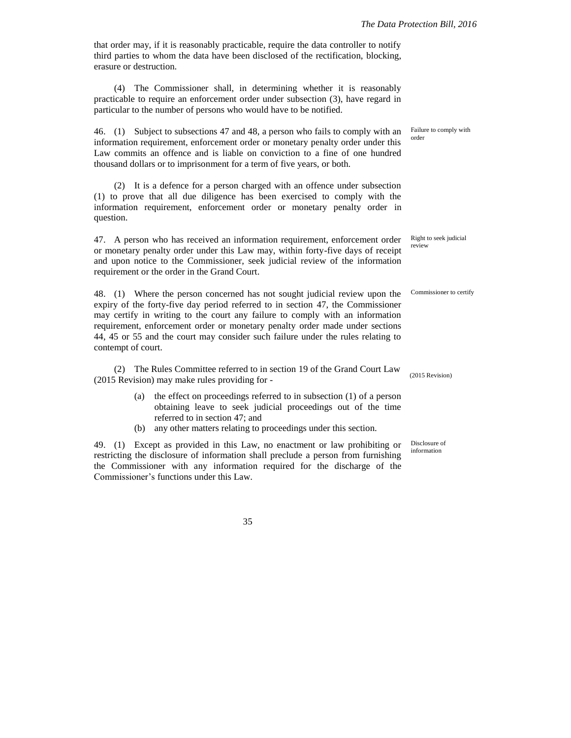that order may, if it is reasonably practicable, require the data controller to notify third parties to whom the data have been disclosed of the rectification, blocking, erasure or destruction.

(4) The Commissioner shall, in determining whether it is reasonably practicable to require an enforcement order under subsection (3), have regard in particular to the number of persons who would have to be notified.

Failure to comply with order

46. (1) Subject to subsections 47 and 48, a person who fails to comply with an information requirement, enforcement order or monetary penalty order under this Law commits an offence and is liable on conviction to a fine of one hundred thousand dollars or to imprisonment for a term of five years, or both.

(2) It is a defence for a person charged with an offence under subsection (1) to prove that all due diligence has been exercised to comply with the information requirement, enforcement order or monetary penalty order in question.

Right to seek judicial review

47. A person who has received an information requirement, enforcement order or monetary penalty order under this Law may, within forty-five days of receipt and upon notice to the Commissioner, seek judicial review of the information requirement or the order in the Grand Court.

Commissioner to certify

48. (1) Where the person concerned has not sought judicial review upon the expiry of the forty-five day period referred to in section 47, the Commissioner may certify in writing to the court any failure to comply with an information requirement, enforcement order or monetary penalty order made under sections 44, 45 or 55 and the court may consider such failure under the rules relating to contempt of court.

(2) The Rules Committee referred to in section 19 of the Grand Court Law (2015 Revision) may make rules providing for -

(2015 Revision)

- (a) the effect on proceedings referred to in subsection (1) of a person obtaining leave to seek judicial proceedings out of the time referred to in section 47; and
- (b) any other matters relating to proceedings under this section.

Disclosure of information

49. (1) Except as provided in this Law, no enactment or law prohibiting or restricting the disclosure of information shall preclude a person from furnishing the Commissioner with any information required for the discharge of the Commissioner's functions under this Law.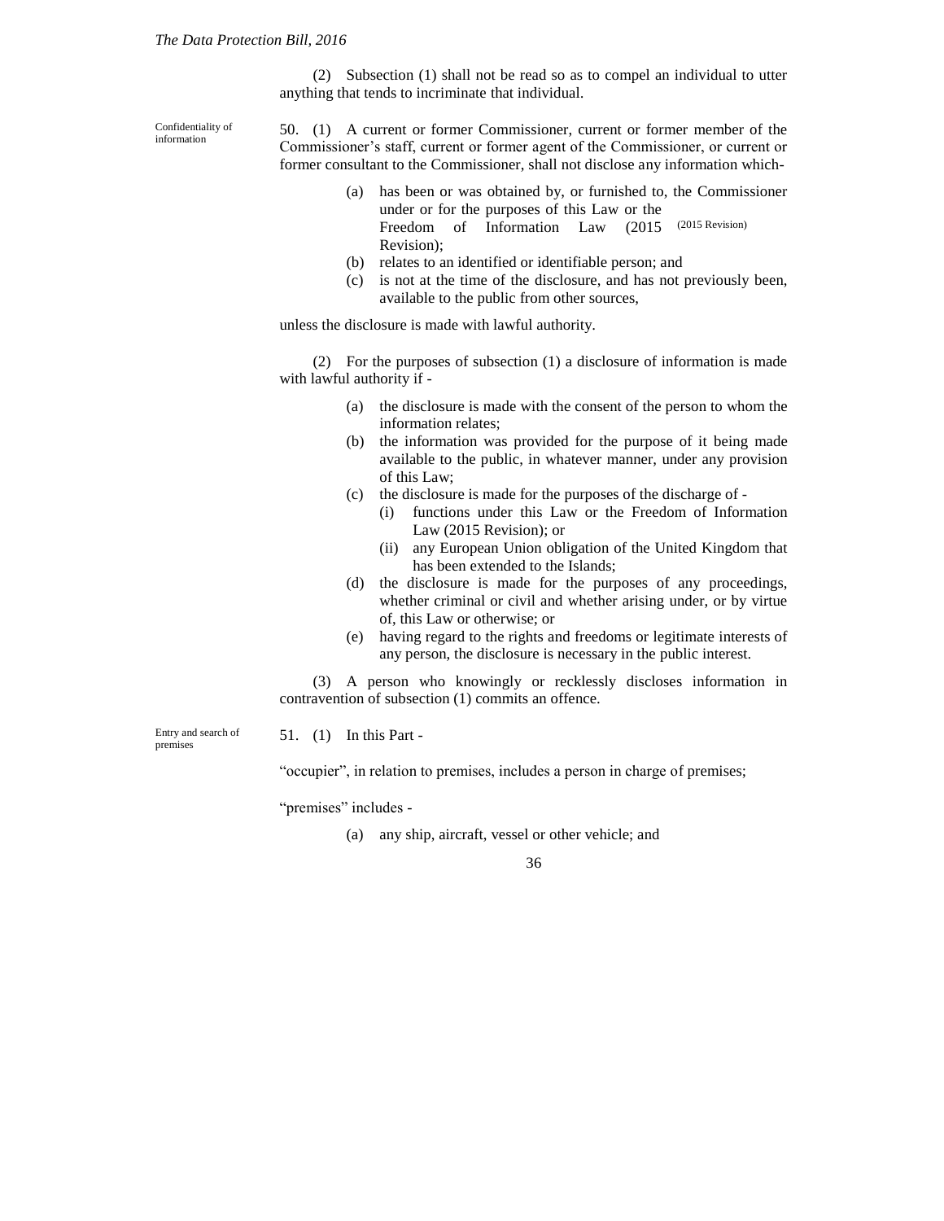(2) Subsection (1) shall not be read so as to compel an individual to utter anything that tends to incriminate that individual.

Confidentiality of information

50. (1) A current or former Commissioner, current or former member of the Commissioner's staff, current or former agent of the Commissioner, or current or former consultant to the Commissioner, shall not disclose any information which-

(a) has been or was obtained by, or furnished to, the Commissioner under or for the purposes of this Law or the Freedom of Information Law (2015 Revision); (2015 Revision)

(b) relates to an identified or identifiable person; and

(c) is not at the time of the disclosure, and has not previously been, available to the public from other sources,

unless the disclosure is made with lawful authority.

(2) For the purposes of subsection (1) a disclosure of information is made with lawful authority if -

(a) the disclosure is made with the consent of the person to whom the information relates;

(b) the information was provided for the purpose of it being made available to the public, in whatever manner, under any provision of this Law;

(c) the disclosure is made for the purposes of the discharge of -

  (i) functions under this Law or the Freedom of Information Law (2015 Revision); or

  (ii) any European Union obligation of the United Kingdom that has been extended to the Islands;

(d) the disclosure is made for the purposes of any proceedings, whether criminal or civil and whether arising under, or by virtue of, this Law or otherwise; or

(e) having regard to the rights and freedoms or legitimate interests of any person, the disclosure is necessary in the public interest.

(3) A person who knowingly or recklessly discloses information in contravention of subsection (1) commits an offence.

Entry and search of premises

51. (1) In this Part -

"occupier", in relation to premises, includes a person in charge of premises;

"premises" includes -

(a) any ship, aircraft, vessel or other vehicle; and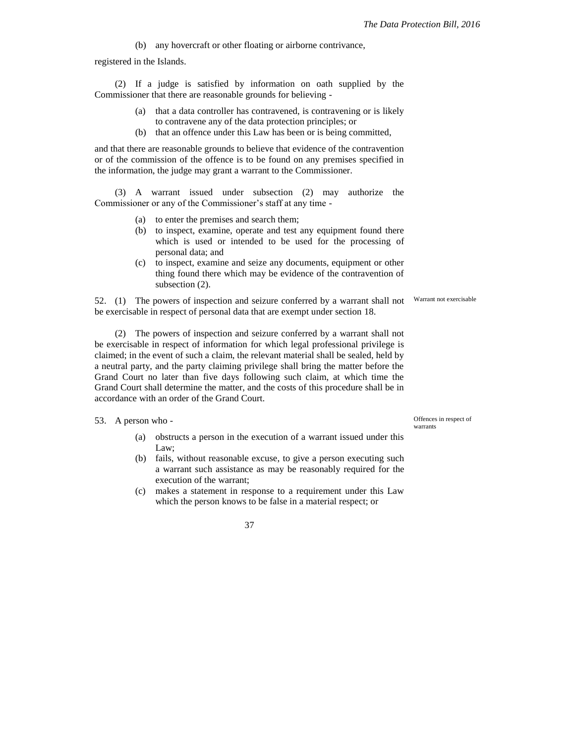(b) any hovercraft or other floating or airborne contrivance,

registered in the Islands.

(2) If a judge is satisfied by information on oath supplied by the Commissioner that there are reasonable grounds for believing -

(a) that a data controller has contravened, is contravening or is likely to contravene any of the data protection principles; or

(b) that an offence under this Law has been or is being committed,

and that there are reasonable grounds to believe that evidence of the contravention or of the commission of the offence is to be found on any premises specified in the information, the judge may grant a warrant to the Commissioner.

(3) A warrant issued under subsection (2) may authorize the Commissioner or any of the Commissioner's staff at any time -

(a) to enter the premises and search them;

(b) to inspect, examine, operate and test any equipment found there which is used or intended to be used for the processing of personal data; and

(c) to inspect, examine and seize any documents, equipment or other thing found there which may be evidence of the contravention of subsection (2).

Warrant not exercisable

52. (1) The powers of inspection and seizure conferred by a warrant shall not be exercisable in respect of personal data that are exempt under section 18.

(2) The powers of inspection and seizure conferred by a warrant shall not be exercisable in respect of information for which legal professional privilege is claimed; in the event of such a claim, the relevant material shall be sealed, held by a neutral party, and the party claiming privilege shall bring the matter before the Grand Court no later than five days following such claim, at which time the Grand Court shall determine the matter, and the costs of this procedure shall be in accordance with an order of the Grand Court.

Offences in respect of warrants

53. A person who -

(a) obstructs a person in the execution of a warrant issued under this Law;

(b) fails, without reasonable excuse, to give a person executing such a warrant such assistance as may be reasonably required for the execution of the warrant;

(c) makes a statement in response to a requirement under this Law which the person knows to be false in a material respect; or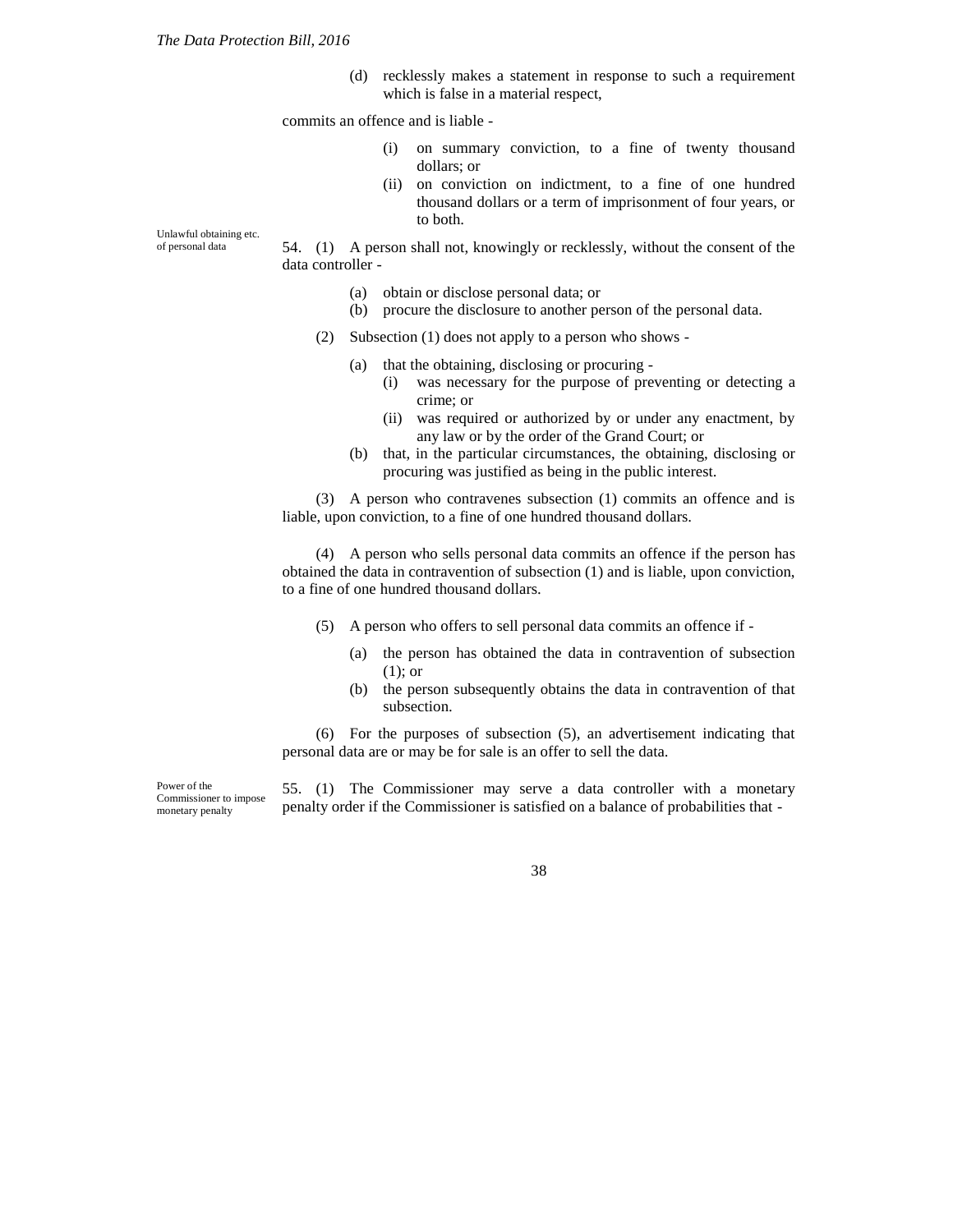(d) recklessly makes a statement in response to such a requirement which is false in a material respect,

commits an offence and is liable -

(i) on summary conviction, to a fine of twenty thousand dollars; or

(ii) on conviction on indictment, to a fine of one hundred thousand dollars or a term of imprisonment of four years, or to both.

*Unlawful obtaining etc. of personal data*

54. (1) A person shall not, knowingly or recklessly, without the consent of the data controller -

(a) obtain or disclose personal data; or

(b) procure the disclosure to another person of the personal data.

(2) Subsection (1) does not apply to a person who shows -

(a) that the obtaining, disclosing or procuring -

(i) was necessary for the purpose of preventing or detecting a crime; or

(ii) was required or authorized by or under any enactment, by any law or by the order of the Grand Court; or

(b) that, in the particular circumstances, the obtaining, disclosing or procuring was justified as being in the public interest.

(3) A person who contravenes subsection (1) commits an offence and is liable, upon conviction, to a fine of one hundred thousand dollars.

(4) A person who sells personal data commits an offence if the person has obtained the data in contravention of subsection (1) and is liable, upon conviction, to a fine of one hundred thousand dollars.

(5) A person who offers to sell personal data commits an offence if -

(a) the person has obtained the data in contravention of subsection (1); or

(b) the person subsequently obtains the data in contravention of that subsection.

(6) For the purposes of subsection (5), an advertisement indicating that personal data are or may be for sale is an offer to sell the data.

*Power of the Commissioner to impose monetary penalty*

55. (1) The Commissioner may serve a data controller with a monetary penalty order if the Commissioner is satisfied on a balance of probabilities that -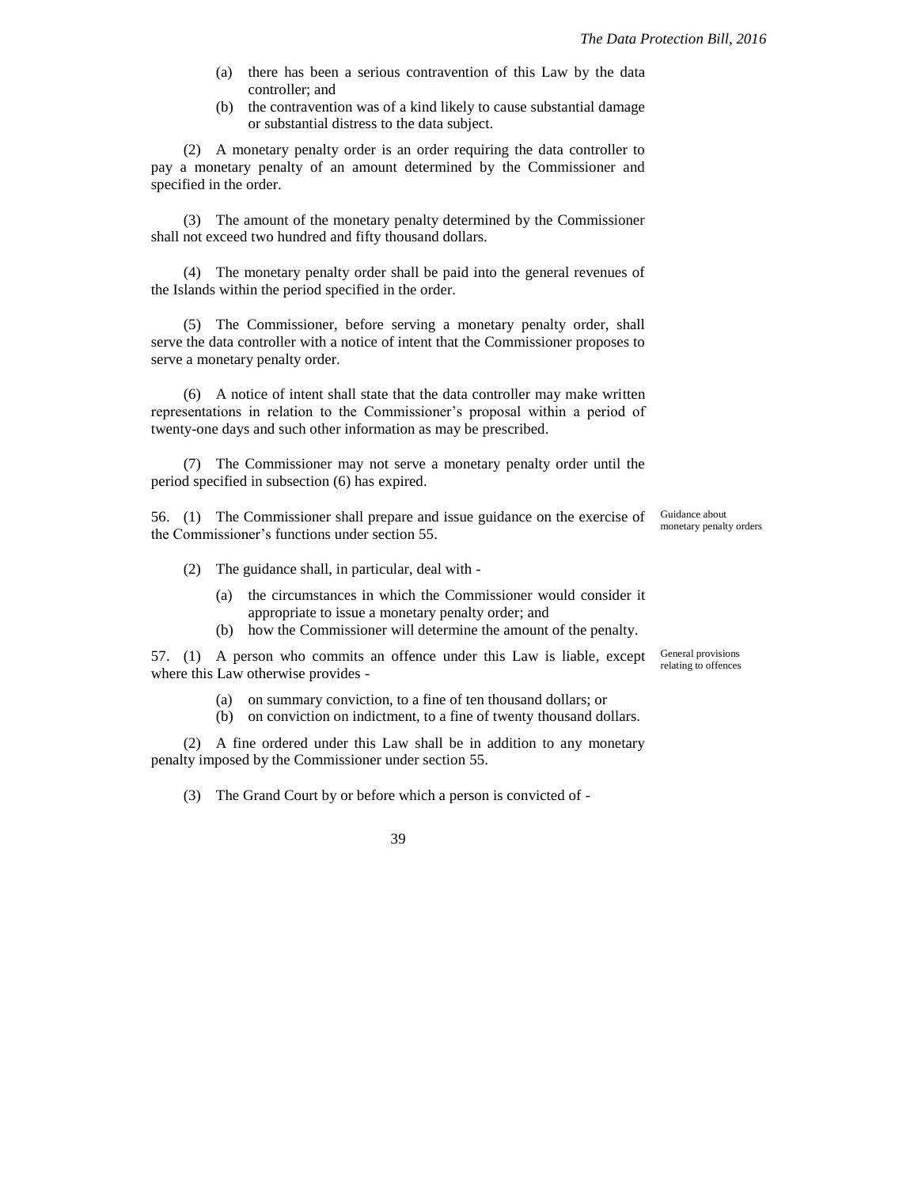(a) there has been a serious contravention of this Law by the data controller; and
(b) the contravention was of a kind likely to cause substantial damage or substantial distress to the data subject.

(2) A monetary penalty order is an order requiring the data controller to pay a monetary penalty of an amount determined by the Commissioner and specified in the order.

(3) The amount of the monetary penalty determined by the Commissioner shall not exceed two hundred and fifty thousand dollars.

(4) The monetary penalty order shall be paid into the general revenues of the Islands within the period specified in the order.

(5) The Commissioner, before serving a monetary penalty order, shall serve the data controller with a notice of intent that the Commissioner proposes to serve a monetary penalty order.

(6) A notice of intent shall state that the data controller may make written representations in relation to the Commissioner's proposal within a period of twenty-one days and such other information as may be prescribed.

(7) The Commissioner may not serve a monetary penalty order until the period specified in subsection (6) has expired.

*Guidance about monetary penalty orders*

56. (1) The Commissioner shall prepare and issue guidance on the exercise of the Commissioner's functions under section 55.

(2) The guidance shall, in particular, deal with -

(a) the circumstances in which the Commissioner would consider it appropriate to issue a monetary penalty order; and
(b) how the Commissioner will determine the amount of the penalty.

*General provisions relating to offences*

57. (1) A person who commits an offence under this Law is liable, except where this Law otherwise provides -

(a) on summary conviction, to a fine of ten thousand dollars; or
(b) on conviction on indictment, to a fine of twenty thousand dollars.

(2) A fine ordered under this Law shall be in addition to any monetary penalty imposed by the Commissioner under section 55.

(3) The Grand Court by or before which a person is convicted of -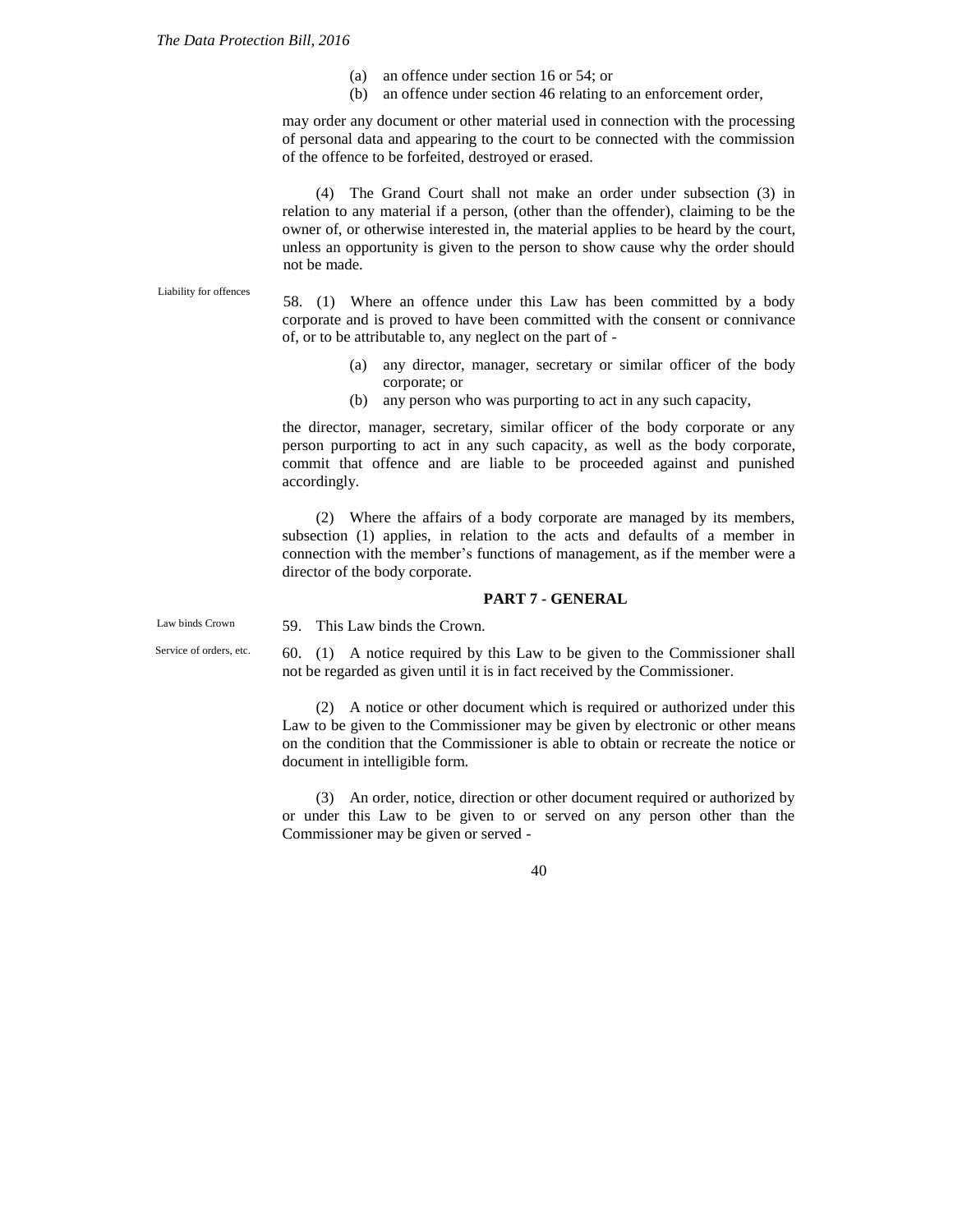(a) an offence under section 16 or 54; or
(b) an offence under section 46 relating to an enforcement order,

may order any document or other material used in connection with the processing of personal data and appearing to the court to be connected with the commission of the offence to be forfeited, destroyed or erased.

(4) The Grand Court shall not make an order under subsection (3) in relation to any material if a person, (other than the offender), claiming to be the owner of, or otherwise interested in, the material applies to be heard by the court, unless an opportunity is given to the person to show cause why the order should not be made.

Liability for offences

58. (1) Where an offence under this Law has been committed by a body corporate and is proved to have been committed with the consent or connivance of, or to be attributable to, any neglect on the part of -

(a) any director, manager, secretary or similar officer of the body corporate; or
(b) any person who was purporting to act in any such capacity,

the director, manager, secretary, similar officer of the body corporate or any person purporting to act in any such capacity, as well as the body corporate, commit that offence and are liable to be proceeded against and punished accordingly.

(2) Where the affairs of a body corporate are managed by its members, subsection (1) applies, in relation to the acts and defaults of a member in connection with the member's functions of management, as if the member were a director of the body corporate.

## PART 7 - GENERAL

Law binds Crown

59. This Law binds the Crown.

Service of orders, etc.

60. (1) A notice required by this Law to be given to the Commissioner shall not be regarded as given until it is in fact received by the Commissioner.

(2) A notice or other document which is required or authorized under this Law to be given to the Commissioner may be given by electronic or other means on the condition that the Commissioner is able to obtain or recreate the notice or document in intelligible form.

(3) An order, notice, direction or other document required or authorized by or under this Law to be given to or served on any person other than the Commissioner may be given or served -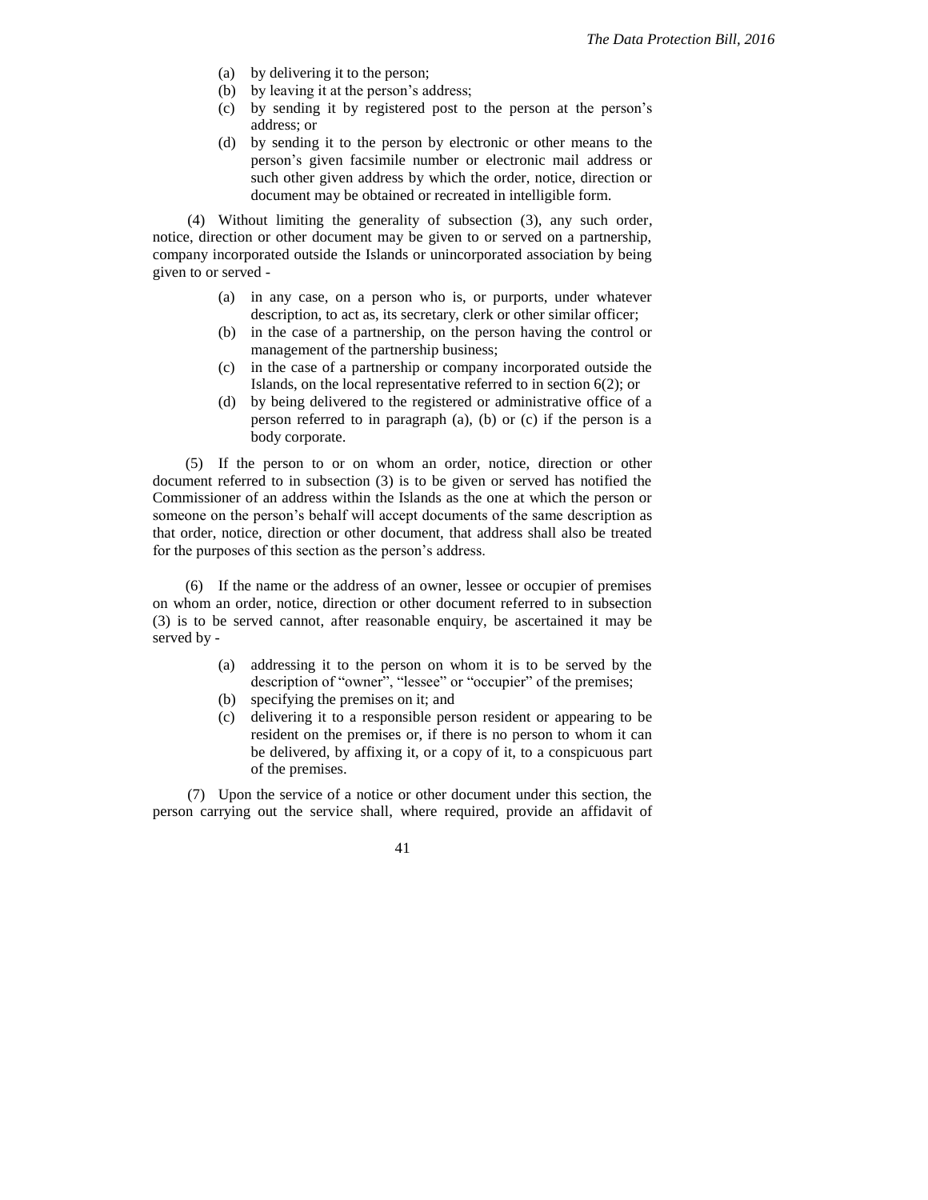(a) by delivering it to the person;

(b) by leaving it at the person's address;

(c) by sending it by registered post to the person at the person's address; or

(d) by sending it to the person by electronic or other means to the person's given facsimile number or electronic mail address or such other given address by which the order, notice, direction or document may be obtained or recreated in intelligible form.

(4) Without limiting the generality of subsection (3), any such order, notice, direction or other document may be given to or served on a partnership, company incorporated outside the Islands or unincorporated association by being given to or served -

(a) in any case, on a person who is, or purports, under whatever description, to act as, its secretary, clerk or other similar officer;

(b) in the case of a partnership, on the person having the control or management of the partnership business;

(c) in the case of a partnership or company incorporated outside the Islands, on the local representative referred to in section 6(2); or

(d) by being delivered to the registered or administrative office of a person referred to in paragraph (a), (b) or (c) if the person is a body corporate.

(5) If the person to or on whom an order, notice, direction or other document referred to in subsection (3) is to be given or served has notified the Commissioner of an address within the Islands as the one at which the person or someone on the person's behalf will accept documents of the same description as that order, notice, direction or other document, that address shall also be treated for the purposes of this section as the person's address.

(6) If the name or the address of an owner, lessee or occupier of premises on whom an order, notice, direction or other document referred to in subsection (3) is to be served cannot, after reasonable enquiry, be ascertained it may be served by -

(a) addressing it to the person on whom it is to be served by the description of "owner", "lessee" or "occupier" of the premises;

(b) specifying the premises on it; and

(c) delivering it to a responsible person resident or appearing to be resident on the premises or, if there is no person to whom it can be delivered, by affixing it, or a copy of it, to a conspicuous part of the premises.

(7) Upon the service of a notice or other document under this section, the person carrying out the service shall, where required, provide an affidavit of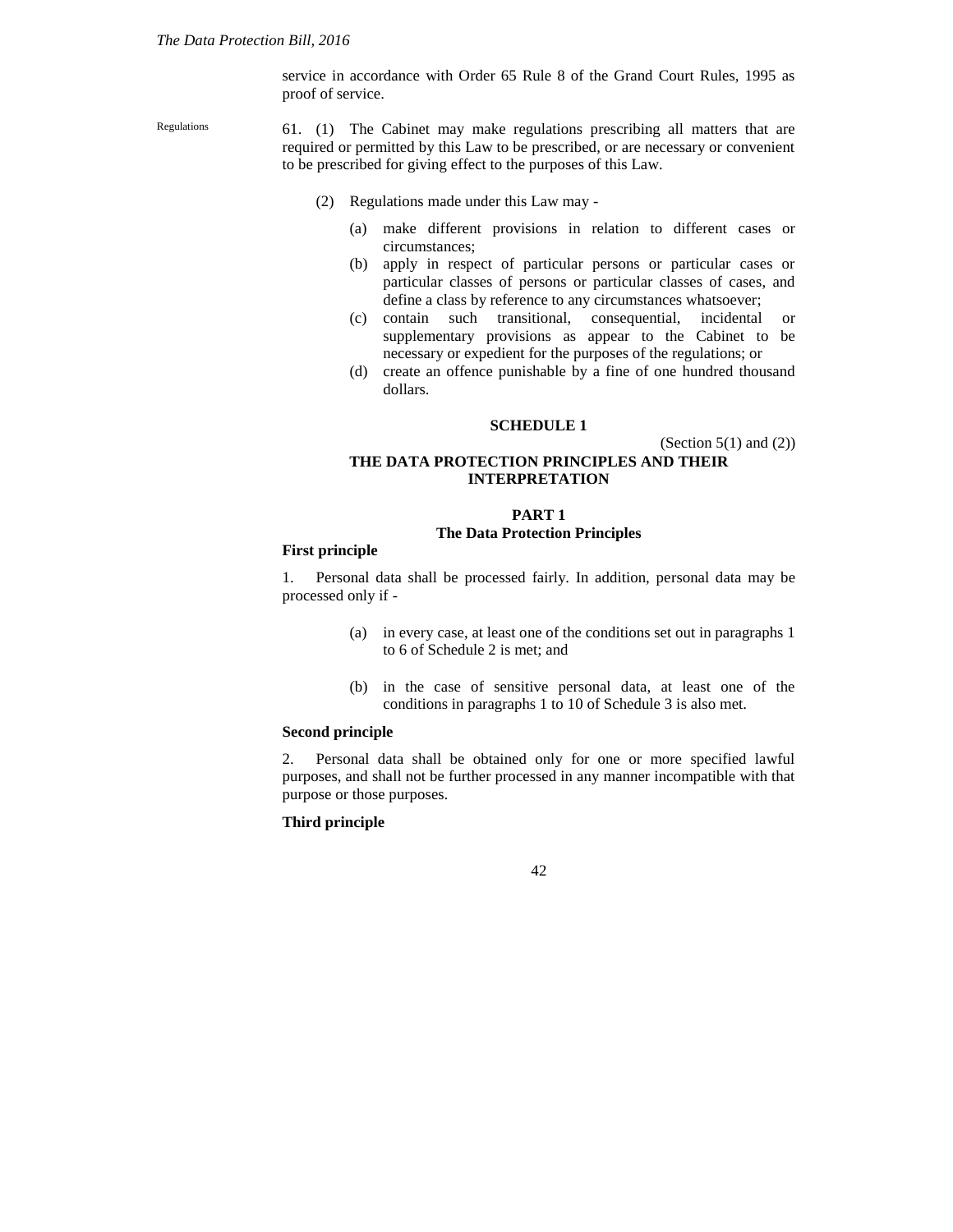service in accordance with Order 65 Rule 8 of the Grand Court Rules, 1995 as proof of service.

Regulations

61. (1) The Cabinet may make regulations prescribing all matters that are required or permitted by this Law to be prescribed, or are necessary or convenient to be prescribed for giving effect to the purposes of this Law.

(2) Regulations made under this Law may -

(a) make different provisions in relation to different cases or circumstances;
(b) apply in respect of particular persons or particular cases or particular classes of persons or particular classes of cases, and define a class by reference to any circumstances whatsoever;
(c) contain such transitional, consequential, incidental or supplementary provisions as appear to the Cabinet to be necessary or expedient for the purposes of the regulations; or
(d) create an offence punishable by a fine of one hundred thousand dollars.

## SCHEDULE 1

(Section 5(1) and (2))

## THE DATA PROTECTION PRINCIPLES AND THEIR INTERPRETATION

### PART 1
### The Data Protection Principles

**First principle**

1. Personal data shall be processed fairly. In addition, personal data may be processed only if -

(a) in every case, at least one of the conditions set out in paragraphs 1 to 6 of Schedule 2 is met; and

(b) in the case of sensitive personal data, at least one of the conditions in paragraphs 1 to 10 of Schedule 3 is also met.

**Second principle**

2. Personal data shall be obtained only for one or more specified lawful purposes, and shall not be further processed in any manner incompatible with that purpose or those purposes.

**Third principle**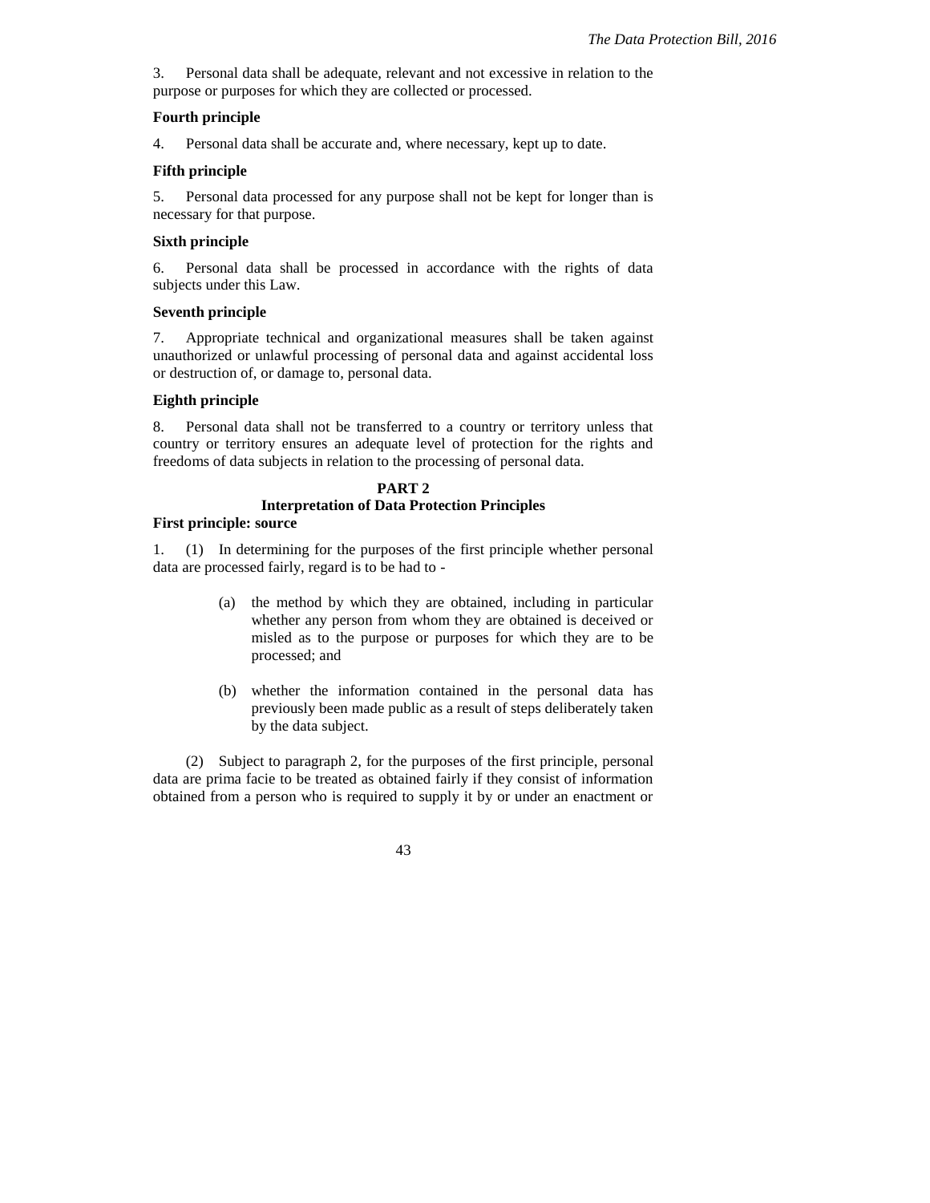3. Personal data shall be adequate, relevant and not excessive in relation to the purpose or purposes for which they are collected or processed.

**Fourth principle**

4. Personal data shall be accurate and, where necessary, kept up to date.

**Fifth principle**

5. Personal data processed for any purpose shall not be kept for longer than is necessary for that purpose.

**Sixth principle**

6. Personal data shall be processed in accordance with the rights of data subjects under this Law.

**Seventh principle**

7. Appropriate technical and organizational measures shall be taken against unauthorized or unlawful processing of personal data and against accidental loss or destruction of, or damage to, personal data.

**Eighth principle**

8. Personal data shall not be transferred to a country or territory unless that country or territory ensures an adequate level of protection for the rights and freedoms of data subjects in relation to the processing of personal data.

## PART 2
## Interpretation of Data Protection Principles

**First principle: source**

1. (1) In determining for the purposes of the first principle whether personal data are processed fairly, regard is to be had to -

   (a) the method by which they are obtained, including in particular whether any person from whom they are obtained is deceived or misled as to the purpose or purposes for which they are to be processed; and

   (b) whether the information contained in the personal data has previously been made public as a result of steps deliberately taken by the data subject.

(2) Subject to paragraph 2, for the purposes of the first principle, personal data are prima facie to be treated as obtained fairly if they consist of information obtained from a person who is required to supply it by or under an enactment or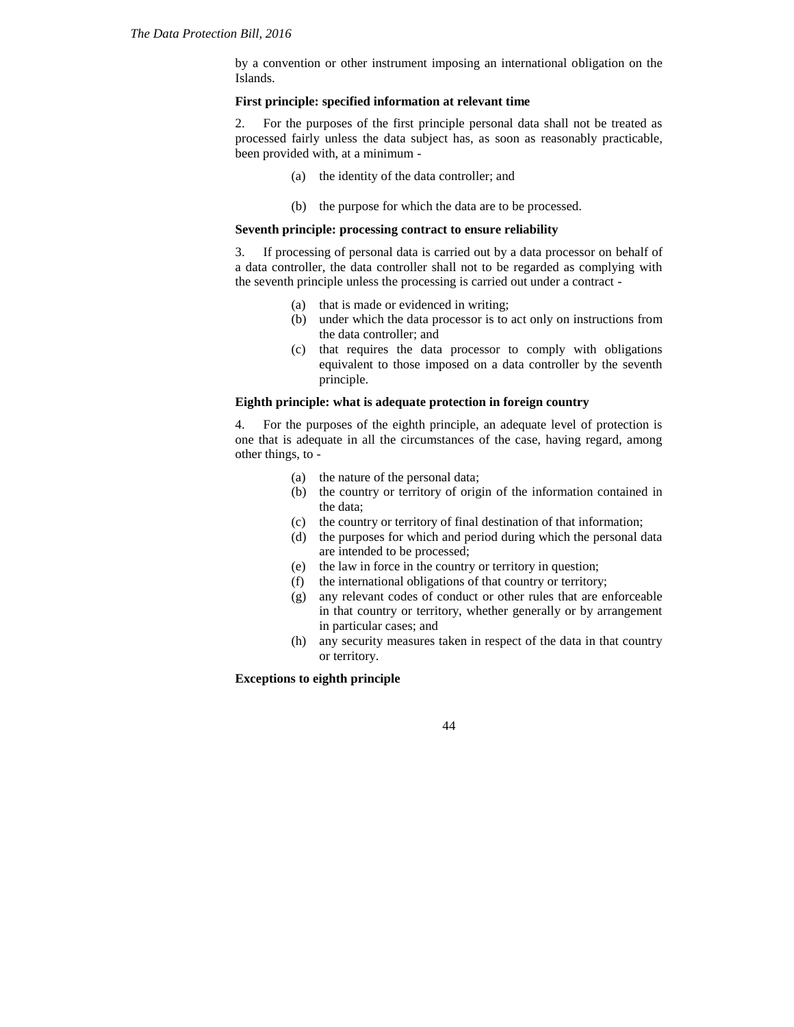by a convention or other instrument imposing an international obligation on the Islands.

**First principle: specified information at relevant time**

2. For the purposes of the first principle personal data shall not be treated as processed fairly unless the data subject has, as soon as reasonably practicable, been provided with, at a minimum -

(a) the identity of the data controller; and

(b) the purpose for which the data are to be processed.

**Seventh principle: processing contract to ensure reliability**

3. If processing of personal data is carried out by a data processor on behalf of a data controller, the data controller shall not to be regarded as complying with the seventh principle unless the processing is carried out under a contract -

(a) that is made or evidenced in writing;
(b) under which the data processor is to act only on instructions from the data controller; and
(c) that requires the data processor to comply with obligations equivalent to those imposed on a data controller by the seventh principle.

**Eighth principle: what is adequate protection in foreign country**

4. For the purposes of the eighth principle, an adequate level of protection is one that is adequate in all the circumstances of the case, having regard, among other things, to -

(a) the nature of the personal data;
(b) the country or territory of origin of the information contained in the data;
(c) the country or territory of final destination of that information;
(d) the purposes for which and period during which the personal data are intended to be processed;
(e) the law in force in the country or territory in question;
(f) the international obligations of that country or territory;
(g) any relevant codes of conduct or other rules that are enforceable in that country or territory, whether generally or by arrangement in particular cases; and
(h) any security measures taken in respect of the data in that country or territory.

**Exceptions to eighth principle**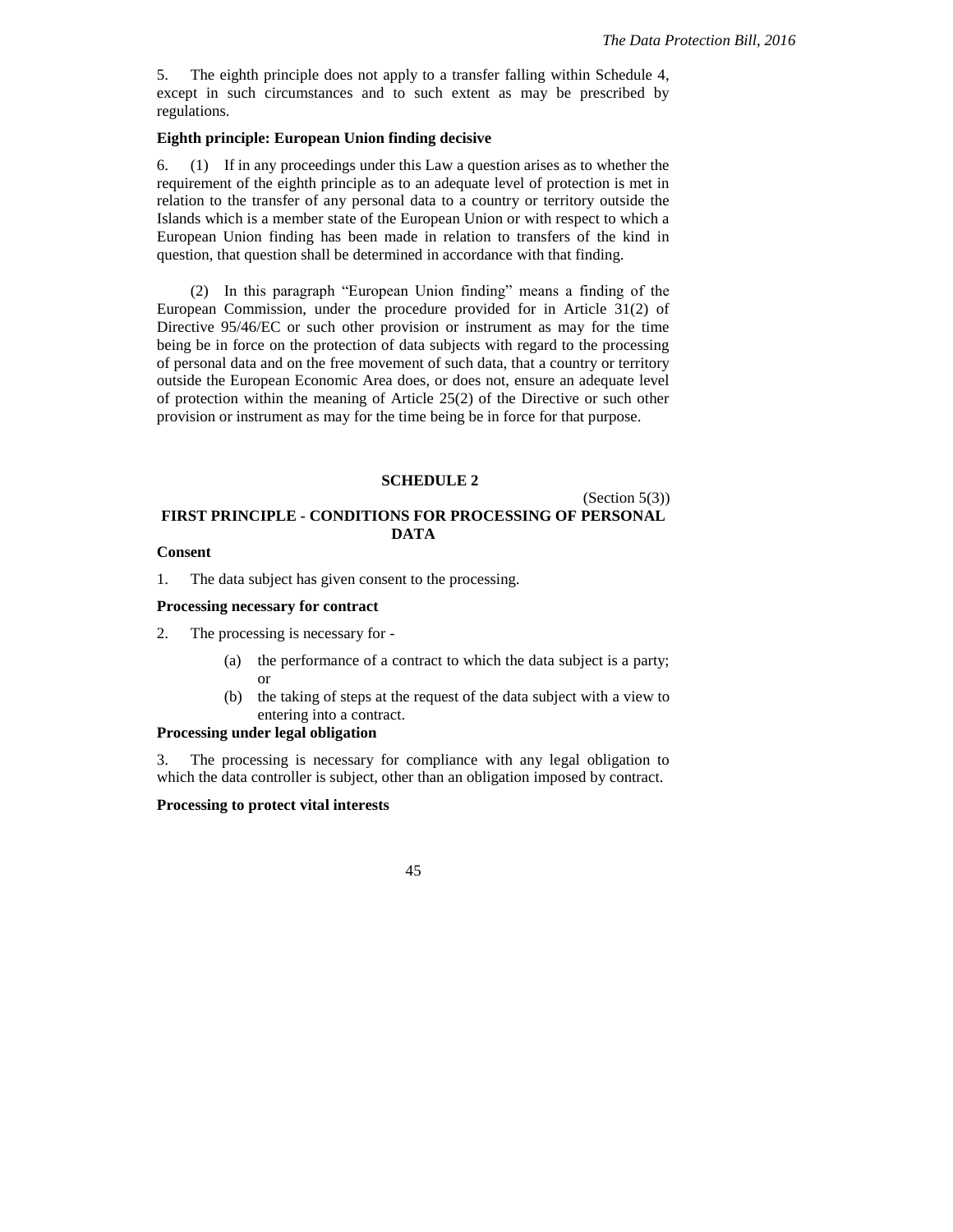5. The eighth principle does not apply to a transfer falling within Schedule 4, except in such circumstances and to such extent as may be prescribed by regulations.

**Eighth principle: European Union finding decisive**

6. (1) If in any proceedings under this Law a question arises as to whether the requirement of the eighth principle as to an adequate level of protection is met in relation to the transfer of any personal data to a country or territory outside the Islands which is a member state of the European Union or with respect to which a European Union finding has been made in relation to transfers of the kind in question, that question shall be determined in accordance with that finding.

(2) In this paragraph "European Union finding" means a finding of the European Commission, under the procedure provided for in Article 31(2) of Directive 95/46/EC or such other provision or instrument as may for the time being be in force on the protection of data subjects with regard to the processing of personal data and on the free movement of such data, that a country or territory outside the European Economic Area does, or does not, ensure an adequate level of protection within the meaning of Article 25(2) of the Directive or such other provision or instrument as may for the time being be in force for that purpose.

## SCHEDULE 2

(Section 5(3))

## FIRST PRINCIPLE - CONDITIONS FOR PROCESSING OF PERSONAL DATA

**Consent**

1. The data subject has given consent to the processing.

**Processing necessary for contract**

2. The processing is necessary for -

   (a) the performance of a contract to which the data subject is a party; or

   (b) the taking of steps at the request of the data subject with a view to entering into a contract.

**Processing under legal obligation**

3. The processing is necessary for compliance with any legal obligation to which the data controller is subject, other than an obligation imposed by contract.

**Processing to protect vital interests**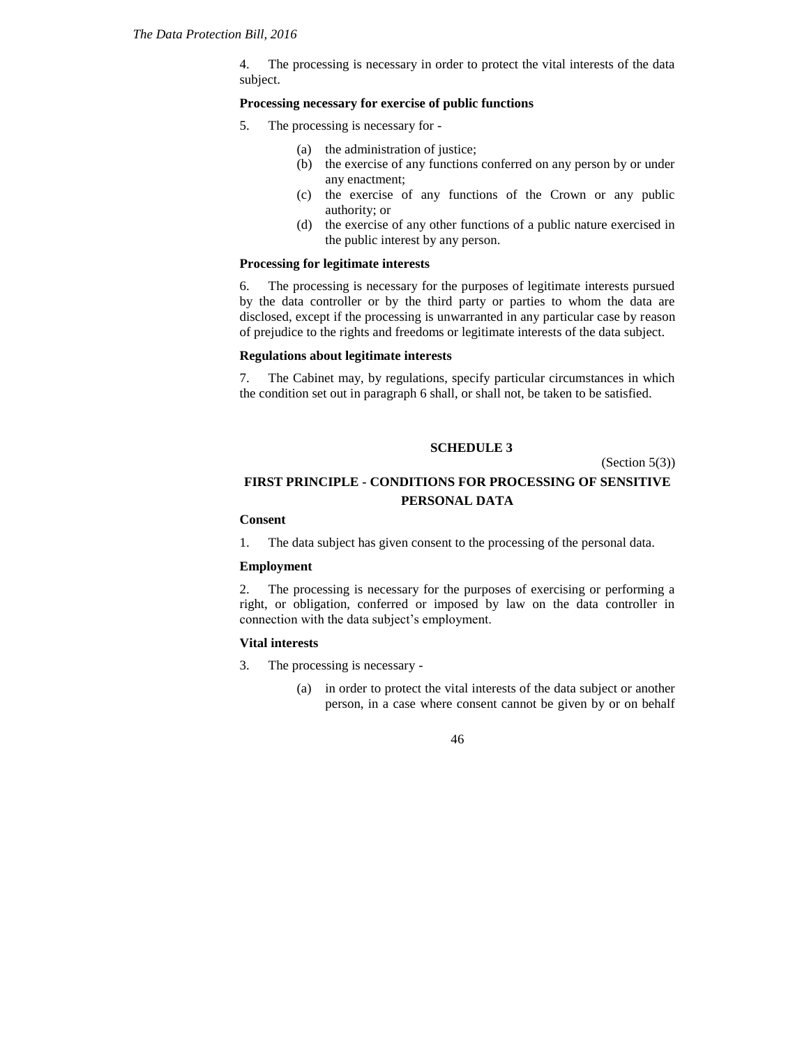4. The processing is necessary in order to protect the vital interests of the data subject.

**Processing necessary for exercise of public functions**

5. The processing is necessary for -

   (a) the administration of justice;
   (b) the exercise of any functions conferred on any person by or under any enactment;
   (c) the exercise of any functions of the Crown or any public authority; or
   (d) the exercise of any other functions of a public nature exercised in the public interest by any person.

**Processing for legitimate interests**

6. The processing is necessary for the purposes of legitimate interests pursued by the data controller or by the third party or parties to whom the data are disclosed, except if the processing is unwarranted in any particular case by reason of prejudice to the rights and freedoms or legitimate interests of the data subject.

**Regulations about legitimate interests**

7. The Cabinet may, by regulations, specify particular circumstances in which the condition set out in paragraph 6 shall, or shall not, be taken to be satisfied.

## SCHEDULE 3

(Section 5(3))

## FIRST PRINCIPLE - CONDITIONS FOR PROCESSING OF SENSITIVE PERSONAL DATA

**Consent**

1. The data subject has given consent to the processing of the personal data.

**Employment**

2. The processing is necessary for the purposes of exercising or performing a right, or obligation, conferred or imposed by law on the data controller in connection with the data subject's employment.

**Vital interests**

3. The processing is necessary -

   (a) in order to protect the vital interests of the data subject or another person, in a case where consent cannot be given by or on behalf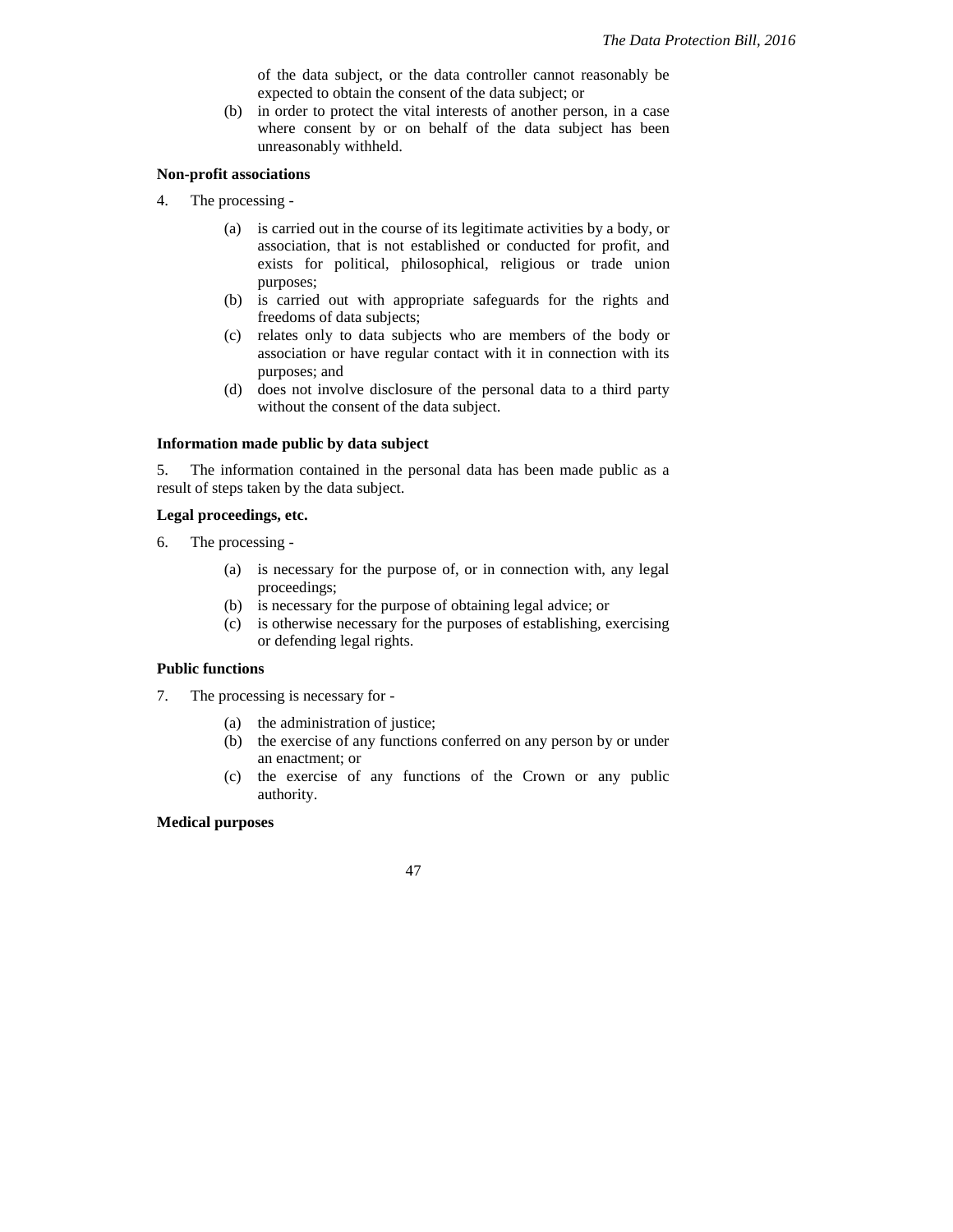of the data subject, or the data controller cannot reasonably be expected to obtain the consent of the data subject; or

(b) in order to protect the vital interests of another person, in a case where consent by or on behalf of the data subject has been unreasonably withheld.

**Non-profit associations**

4. The processing -

(a) is carried out in the course of its legitimate activities by a body, or association, that is not established or conducted for profit, and exists for political, philosophical, religious or trade union purposes;

(b) is carried out with appropriate safeguards for the rights and freedoms of data subjects;

(c) relates only to data subjects who are members of the body or association or have regular contact with it in connection with its purposes; and

(d) does not involve disclosure of the personal data to a third party without the consent of the data subject.

**Information made public by data subject**

5. The information contained in the personal data has been made public as a result of steps taken by the data subject.

**Legal proceedings, etc.**

6. The processing -

(a) is necessary for the purpose of, or in connection with, any legal proceedings;

(b) is necessary for the purpose of obtaining legal advice; or

(c) is otherwise necessary for the purposes of establishing, exercising or defending legal rights.

**Public functions**

7. The processing is necessary for -

(a) the administration of justice;

(b) the exercise of any functions conferred on any person by or under an enactment; or

(c) the exercise of any functions of the Crown or any public authority.

**Medical purposes**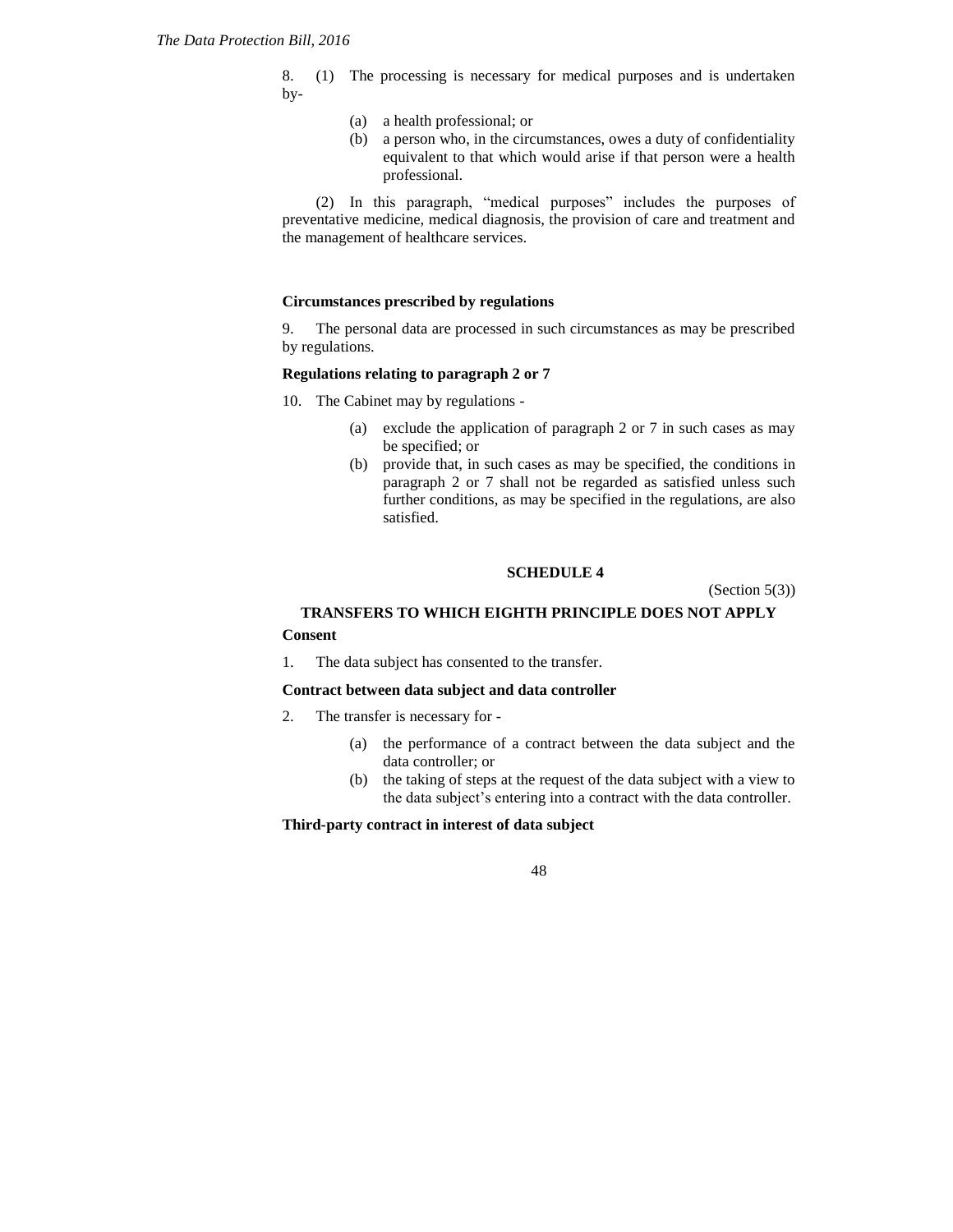8. (1) The processing is necessary for medical purposes and is undertaken by-

(a) a health professional; or
(b) a person who, in the circumstances, owes a duty of confidentiality equivalent to that which would arise if that person were a health professional.

(2) In this paragraph, "medical purposes" includes the purposes of preventative medicine, medical diagnosis, the provision of care and treatment and the management of healthcare services.

**Circumstances prescribed by regulations**

9. The personal data are processed in such circumstances as may be prescribed by regulations.

**Regulations relating to paragraph 2 or 7**

10. The Cabinet may by regulations -

(a) exclude the application of paragraph 2 or 7 in such cases as may be specified; or
(b) provide that, in such cases as may be specified, the conditions in paragraph 2 or 7 shall not be regarded as satisfied unless such further conditions, as may be specified in the regulations, are also satisfied.

## SCHEDULE 4

(Section 5(3))

### TRANSFERS TO WHICH EIGHTH PRINCIPLE DOES NOT APPLY

**Consent**

1. The data subject has consented to the transfer.

**Contract between data subject and data controller**

2. The transfer is necessary for -

(a) the performance of a contract between the data subject and the data controller; or
(b) the taking of steps at the request of the data subject with a view to the data subject's entering into a contract with the data controller.

**Third-party contract in interest of data subject**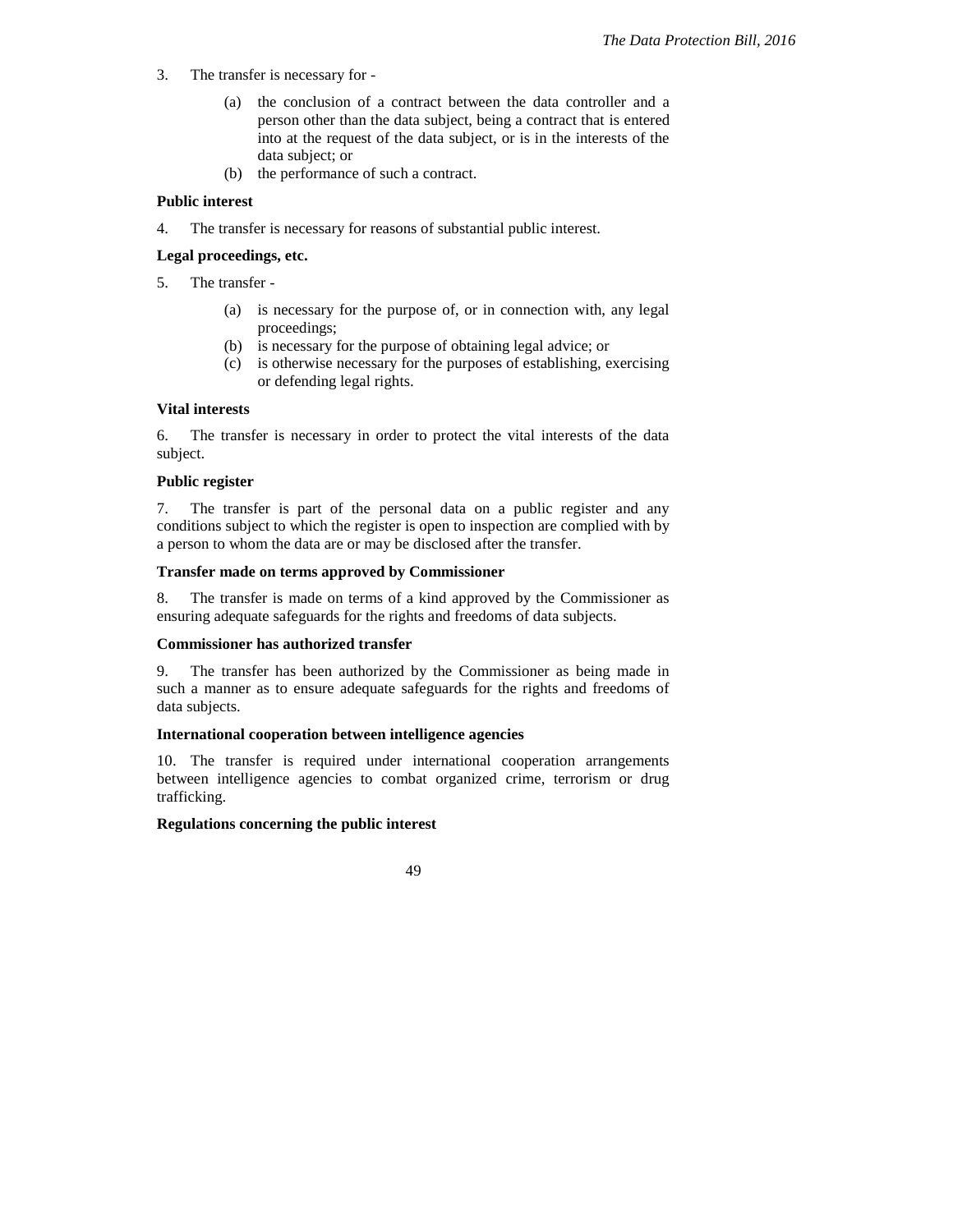3. The transfer is necessary for -

   (a) the conclusion of a contract between the data controller and a person other than the data subject, being a contract that is entered into at the request of the data subject, or is in the interests of the data subject; or
   (b) the performance of such a contract.

**Public interest**

4. The transfer is necessary for reasons of substantial public interest.

**Legal proceedings, etc.**

5. The transfer -

   (a) is necessary for the purpose of, or in connection with, any legal proceedings;
   (b) is necessary for the purpose of obtaining legal advice; or
   (c) is otherwise necessary for the purposes of establishing, exercising or defending legal rights.

**Vital interests**

6. The transfer is necessary in order to protect the vital interests of the data subject.

**Public register**

7. The transfer is part of the personal data on a public register and any conditions subject to which the register is open to inspection are complied with by a person to whom the data are or may be disclosed after the transfer.

**Transfer made on terms approved by Commissioner**

8. The transfer is made on terms of a kind approved by the Commissioner as ensuring adequate safeguards for the rights and freedoms of data subjects.

**Commissioner has authorized transfer**

9. The transfer has been authorized by the Commissioner as being made in such a manner as to ensure adequate safeguards for the rights and freedoms of data subjects.

**International cooperation between intelligence agencies**

10. The transfer is required under international cooperation arrangements between intelligence agencies to combat organized crime, terrorism or drug trafficking.

**Regulations concerning the public interest**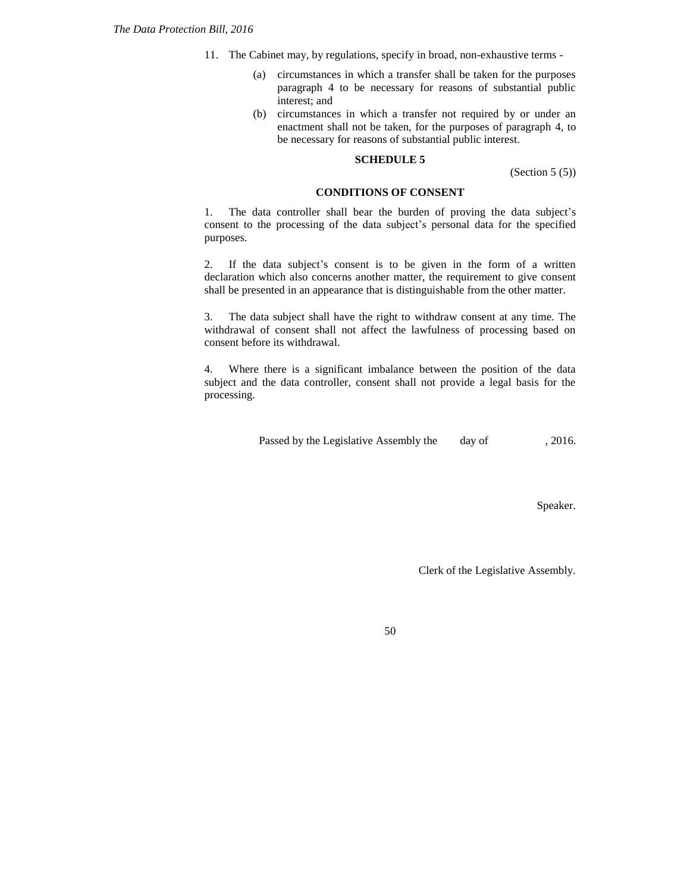11. The Cabinet may, by regulations, specify in broad, non-exhaustive terms -

    (a) circumstances in which a transfer shall be taken for the purposes paragraph 4 to be necessary for reasons of substantial public interest; and

    (b) circumstances in which a transfer not required by or under an enactment shall not be taken, for the purposes of paragraph 4, to be necessary for reasons of substantial public interest.

## SCHEDULE 5

(Section 5 (5))

### CONDITIONS OF CONSENT

1. The data controller shall bear the burden of proving the data subject's consent to the processing of the data subject's personal data for the specified purposes.

2. If the data subject's consent is to be given in the form of a written declaration which also concerns another matter, the requirement to give consent shall be presented in an appearance that is distinguishable from the other matter.

3. The data subject shall have the right to withdraw consent at any time. The withdrawal of consent shall not affect the lawfulness of processing based on consent before its withdrawal.

4. Where there is a significant imbalance between the position of the data subject and the data controller, consent shall not provide a legal basis for the processing.

Passed by the Legislative Assembly the day of , 2016.

Speaker.

Clerk of the Legislative Assembly.